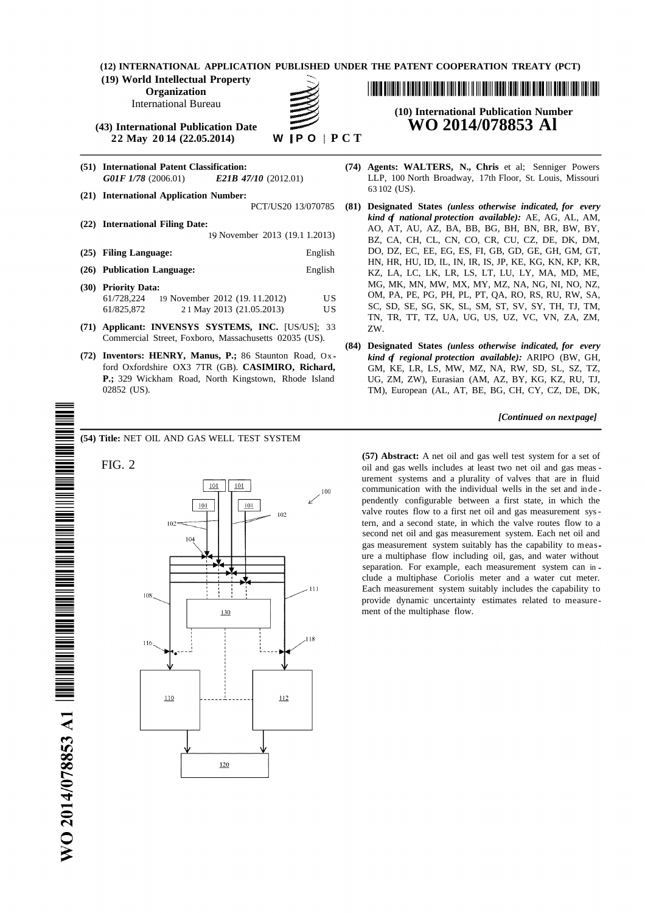(12) INTERNATIONAL APPLICATION PUBLISHED UNDER THE PATENT COOPERATION TREATY (PCT)

(19) World Intellectual Property Organization
International Bureau

(43) International Publication Date
22 May 2014 (22.05.2014)

WIPO | PCT

(10) International Publication Number
**WO 2014/078853 A1**

(51) International Patent Classification:
*G01F 1/78* (2006.01) *E21B 47/10* (2012.01)

(21) International Application Number:
PCT/US2013/070785

(22) International Filing Date:
19 November 2013 (19.11.2013)

(25) Filing Language: English

(26) Publication Language: English

(30) Priority Data:
61/728,224 19 November 2012 (19.11.2012) US
61/825,872 21 May 2013 (21.05.2013) US

(71) Applicant: **INVENSYS SYSTEMS, INC.** [US/US]; 33 Commercial Street, Foxboro, Massachusetts 02035 (US).

(72) Inventors: **HENRY, Manus, P.**; 86 Staunton Road, Oxford Oxfordshire OX3 7TR (GB). **CASIMIRO, Richard, P.**; 329 Wickham Road, North Kingstown, Rhode Island 02852 (US).

(74) Agents: **WALTERS, N., Chris** et al; Senniger Powers LLP, 100 North Broadway, 17th Floor, St. Louis, Missouri 63102 (US).

(81) Designated States *(unless otherwise indicated, for every kind of national protection available)*: AE, AG, AL, AM, AO, AT, AU, AZ, BA, BB, BG, BH, BN, BR, BW, BY, BZ, CA, CH, CL, CN, CO, CR, CU, CZ, DE, DK, DM, DO, DZ, EC, EE, EG, ES, FI, GB, GD, GE, GH, GM, GT, HN, HR, HU, ID, IL, IN, IR, IS, JP, KE, KG, KN, KP, KR, KZ, LA, LC, LK, LR, LS, LT, LU, LY, MA, MD, ME, MG, MK, MN, MW, MX, MY, MZ, NA, NG, NI, NO, NZ, OM, PA, PE, PG, PH, PL, PT, QA, RO, RS, RU, RW, SA, SC, SD, SE, SG, SK, SL, SM, ST, SV, SY, TH, TJ, TM, TN, TR, TT, TZ, UA, UG, US, UZ, VC, VN, ZA, ZM, ZW.

(84) Designated States *(unless otherwise indicated, for every kind of regional protection available)*: ARIPO (BW, GH, GM, KE, LR, LS, MW, MZ, NA, RW, SD, SL, SZ, TZ, UG, ZM, ZW), Eurasian (AM, AZ, BY, KG, KZ, RU, TJ, TM), European (AL, AT, BE, BG, CH, CY, CZ, DE, DK,

*[Continued on next page]*

(54) Title: NET OIL AND GAS WELL TEST SYSTEM

FIG. 2

(57) Abstract: A net oil and gas well test system for a set of oil and gas wells includes at least two net oil and gas measurement systems and a plurality of valves that are in fluid communication with the individual wells in the set and independently configurable between a first state, in which the valve routes flow to a first net oil and gas measurement system, and a second state, in which the valve routes flow to a second net oil and gas measurement system. Each net oil and gas measurement system suitably has the capability to measure a multiphase flow including oil, gas, and water without separation. For example, each measurement system can include a multiphase Coriolis meter and a water cut meter. Each measurement system suitably includes the capability to provide dynamic uncertainty estimates related to measurement of the multiphase flow.

WO 2014/078853 A1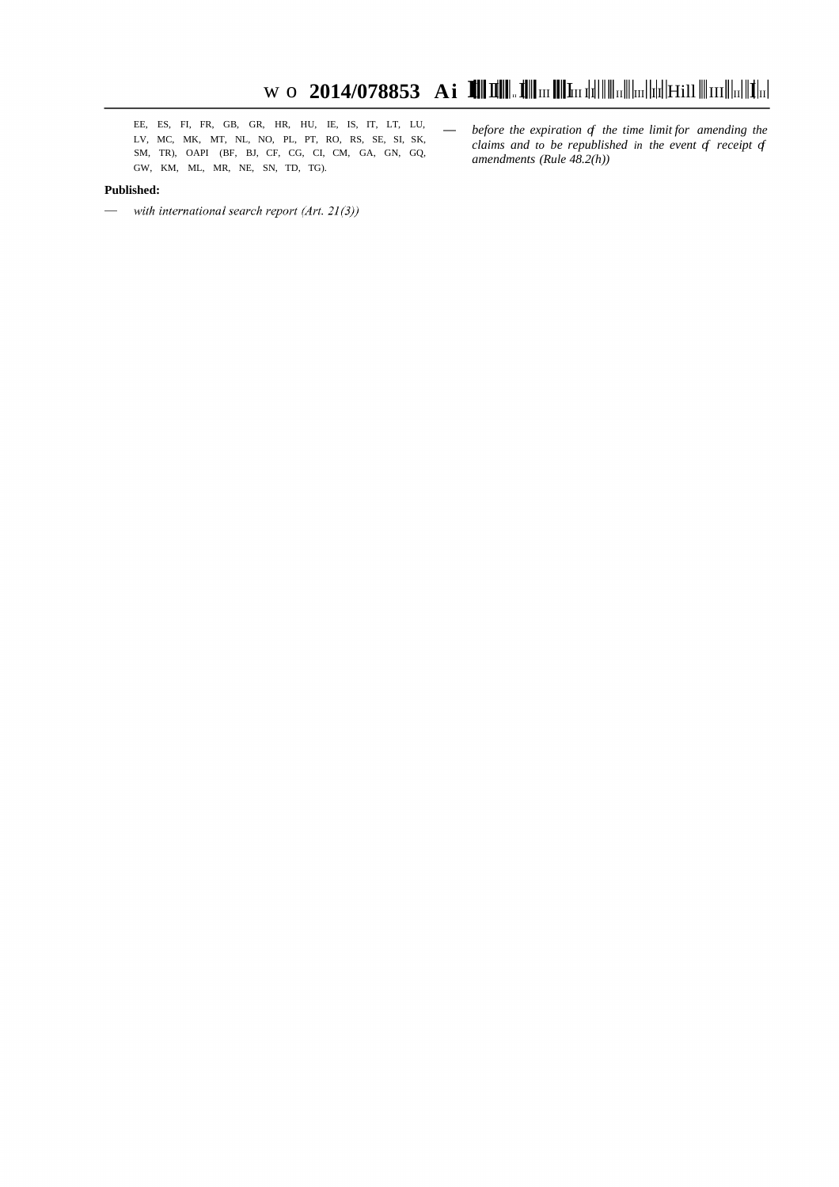EE, ES, FI, FR, GB, GR, HR, HU, IE, IS, IT, LT, LU, LV, MC, MK, MT, NL, NO, PL, PT, RO, RS, SE, SI, SK, SM, TR), OAPI (BF, BJ, CF, CG, CI, CM, GA, GN, GQ, GW, KM, ML, MR, NE, SN, TD, TG).

**Published:**

— *with international search report (Art. 21(3))*

— *before the expiration of the time limit for amending the claims and to be republished in the event of receipt of amendments (Rule 48.2(h))*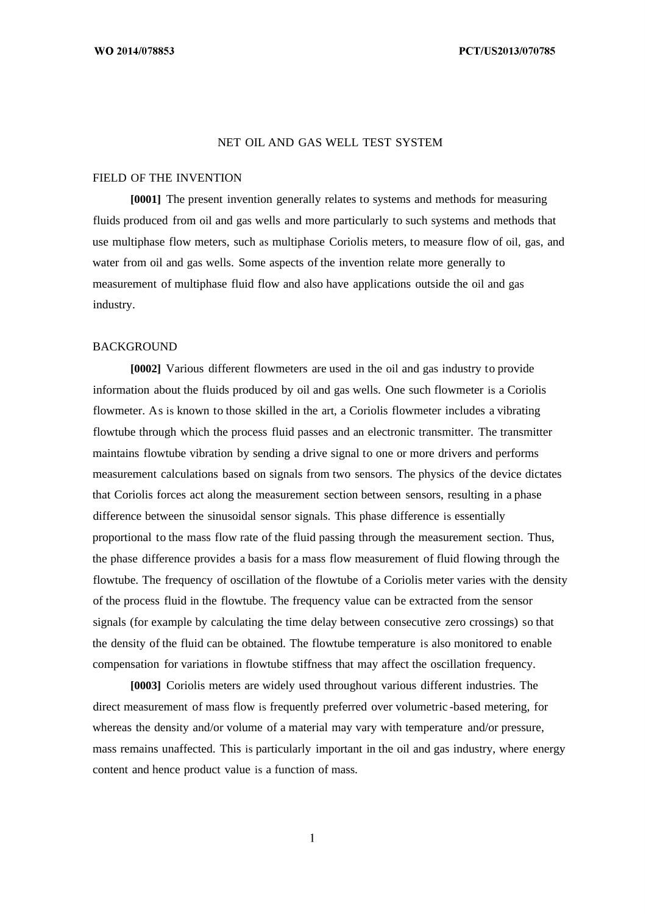# NET OIL AND GAS WELL TEST SYSTEM

## FIELD OF THE INVENTION

**[0001]** The present invention generally relates to systems and methods for measuring fluids produced from oil and gas wells and more particularly to such systems and methods that use multiphase flow meters, such as multiphase Coriolis meters, to measure flow of oil, gas, and water from oil and gas wells. Some aspects of the invention relate more generally to measurement of multiphase fluid flow and also have applications outside the oil and gas industry.

## BACKGROUND

**[0002]** Various different flowmeters are used in the oil and gas industry to provide information about the fluids produced by oil and gas wells. One such flowmeter is a Coriolis flowmeter. As is known to those skilled in the art, a Coriolis flowmeter includes a vibrating flowtube through which the process fluid passes and an electronic transmitter. The transmitter maintains flowtube vibration by sending a drive signal to one or more drivers and performs measurement calculations based on signals from two sensors. The physics of the device dictates that Coriolis forces act along the measurement section between sensors, resulting in a phase difference between the sinusoidal sensor signals. This phase difference is essentially proportional to the mass flow rate of the fluid passing through the measurement section. Thus, the phase difference provides a basis for a mass flow measurement of fluid flowing through the flowtube. The frequency of oscillation of the flowtube of a Coriolis meter varies with the density of the process fluid in the flowtube. The frequency value can be extracted from the sensor signals (for example by calculating the time delay between consecutive zero crossings) so that the density of the fluid can be obtained. The flowtube temperature is also monitored to enable compensation for variations in flowtube stiffness that may affect the oscillation frequency.

**[0003]** Coriolis meters are widely used throughout various different industries. The direct measurement of mass flow is frequently preferred over volumetric-based metering, for whereas the density and/or volume of a material may vary with temperature and/or pressure, mass remains unaffected. This is particularly important in the oil and gas industry, where energy content and hence product value is a function of mass.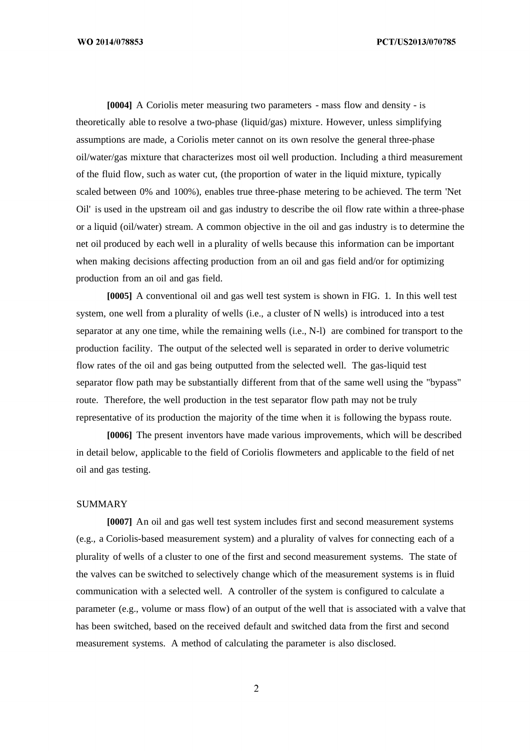**[0004]** A Coriolis meter measuring two parameters - mass flow and density - is theoretically able to resolve a two-phase (liquid/gas) mixture. However, unless simplifying assumptions are made, a Coriolis meter cannot on its own resolve the general three-phase oil/water/gas mixture that characterizes most oil well production. Including a third measurement of the fluid flow, such as water cut, (the proportion of water in the liquid mixture, typically scaled between 0% and 100%), enables true three-phase metering to be achieved. The term 'Net Oil' is used in the upstream oil and gas industry to describe the oil flow rate within a three-phase or a liquid (oil/water) stream. A common objective in the oil and gas industry is to determine the net oil produced by each well in a plurality of wells because this information can be important when making decisions affecting production from an oil and gas field and/or for optimizing production from an oil and gas field.

**[0005]** A conventional oil and gas well test system is shown in FIG. 1. In this well test system, one well from a plurality of wells (i.e., a cluster of N wells) is introduced into a test separator at any one time, while the remaining wells (i.e., N-l) are combined for transport to the production facility. The output of the selected well is separated in order to derive volumetric flow rates of the oil and gas being outputted from the selected well. The gas-liquid test separator flow path may be substantially different from that of the same well using the "bypass" route. Therefore, the well production in the test separator flow path may not be truly representative of its production the majority of the time when it is following the bypass route.

**[0006]** The present inventors have made various improvements, which will be described in detail below, applicable to the field of Coriolis flowmeters and applicable to the field of net oil and gas testing.

## SUMMARY

**[0007]** An oil and gas well test system includes first and second measurement systems (e.g., a Coriolis-based measurement system) and a plurality of valves for connecting each of a plurality of wells of a cluster to one of the first and second measurement systems. The state of the valves can be switched to selectively change which of the measurement systems is in fluid communication with a selected well. A controller of the system is configured to calculate a parameter (e.g., volume or mass flow) of an output of the well that is associated with a valve that has been switched, based on the received default and switched data from the first and second measurement systems. A method of calculating the parameter is also disclosed.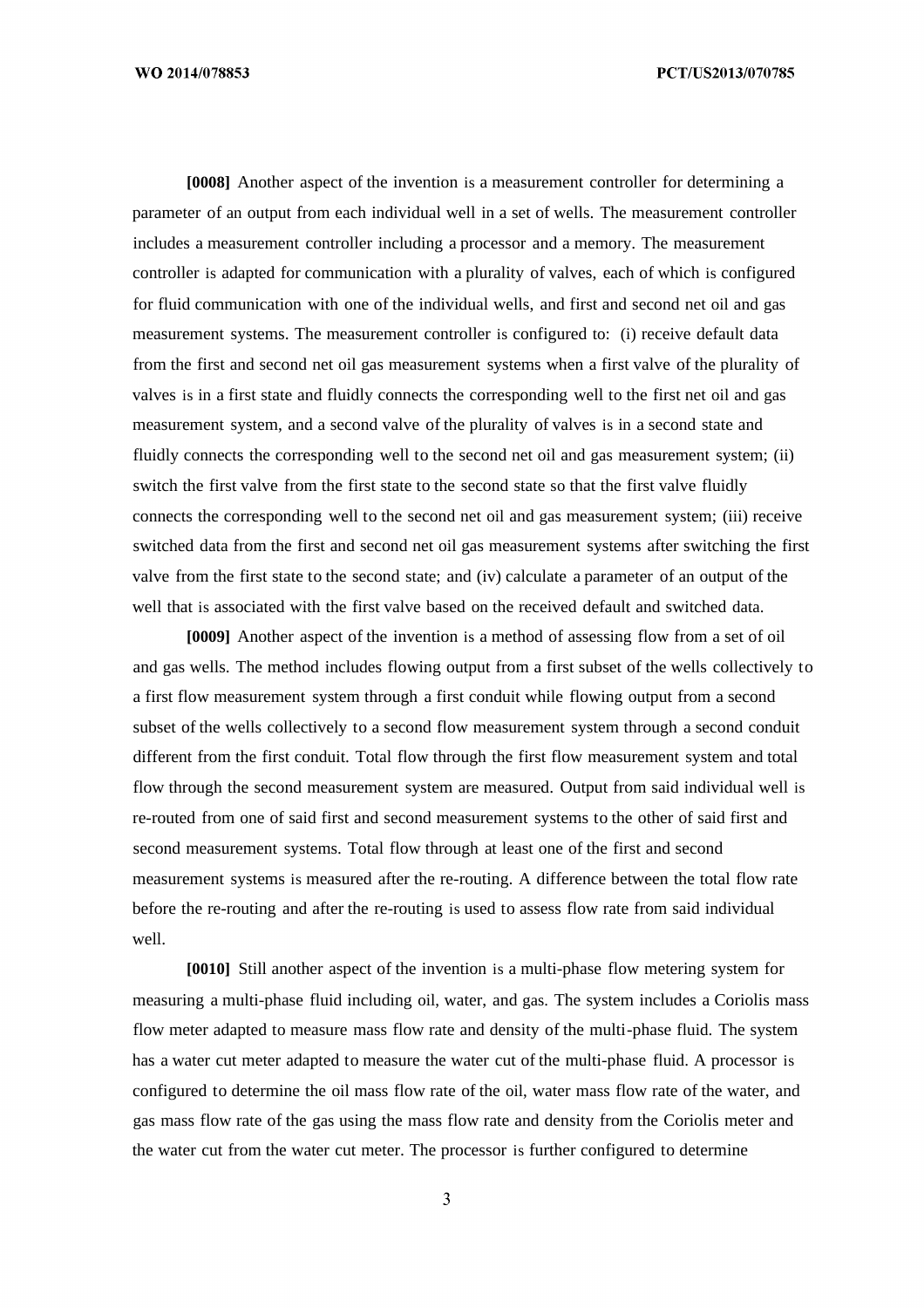**[0008]** Another aspect of the invention is a measurement controller for determining a parameter of an output from each individual well in a set of wells. The measurement controller includes a measurement controller including a processor and a memory. The measurement controller is adapted for communication with a plurality of valves, each of which is configured for fluid communication with one of the individual wells, and first and second net oil and gas measurement systems. The measurement controller is configured to: (i) receive default data from the first and second net oil gas measurement systems when a first valve of the plurality of valves is in a first state and fluidly connects the corresponding well to the first net oil and gas measurement system, and a second valve of the plurality of valves is in a second state and fluidly connects the corresponding well to the second net oil and gas measurement system; (ii) switch the first valve from the first state to the second state so that the first valve fluidly connects the corresponding well to the second net oil and gas measurement system; (iii) receive switched data from the first and second net oil gas measurement systems after switching the first valve from the first state to the second state; and (iv) calculate a parameter of an output of the well that is associated with the first valve based on the received default and switched data.

**[0009]** Another aspect of the invention is a method of assessing flow from a set of oil and gas wells. The method includes flowing output from a first subset of the wells collectively to a first flow measurement system through a first conduit while flowing output from a second subset of the wells collectively to a second flow measurement system through a second conduit different from the first conduit. Total flow through the first flow measurement system and total flow through the second measurement system are measured. Output from said individual well is re-routed from one of said first and second measurement systems to the other of said first and second measurement systems. Total flow through at least one of the first and second measurement systems is measured after the re-routing. A difference between the total flow rate before the re-routing and after the re-routing is used to assess flow rate from said individual well.

**[0010]** Still another aspect of the invention is a multi-phase flow metering system for measuring a multi-phase fluid including oil, water, and gas. The system includes a Coriolis mass flow meter adapted to measure mass flow rate and density of the multi-phase fluid. The system has a water cut meter adapted to measure the water cut of the multi-phase fluid. A processor is configured to determine the oil mass flow rate of the oil, water mass flow rate of the water, and gas mass flow rate of the gas using the mass flow rate and density from the Coriolis meter and the water cut from the water cut meter. The processor is further configured to determine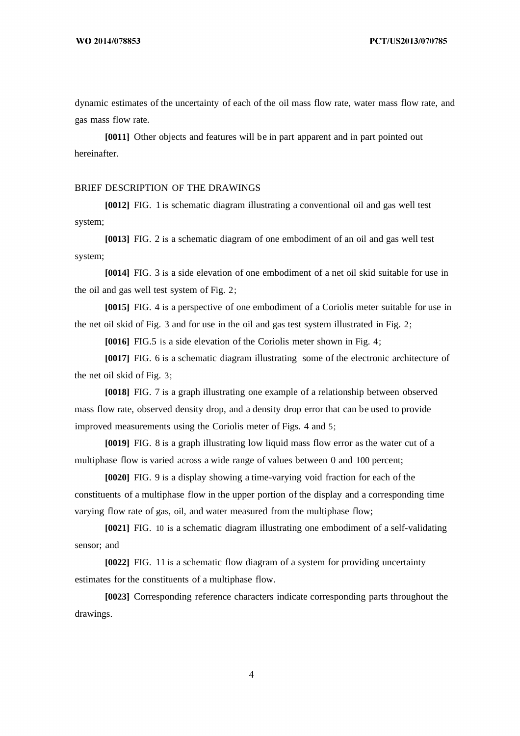dynamic estimates of the uncertainty of each of the oil mass flow rate, water mass flow rate, and gas mass flow rate.

**[0011]** Other objects and features will be in part apparent and in part pointed out hereinafter.

## BRIEF DESCRIPTION OF THE DRAWINGS

**[0012]** FIG. 1 is schematic diagram illustrating a conventional oil and gas well test system;

**[0013]** FIG. 2 is a schematic diagram of one embodiment of an oil and gas well test system;

**[0014]** FIG. 3 is a side elevation of one embodiment of a net oil skid suitable for use in the oil and gas well test system of Fig. 2;

**[0015]** FIG. 4 is a perspective of one embodiment of a Coriolis meter suitable for use in the net oil skid of Fig. 3 and for use in the oil and gas test system illustrated in Fig. 2;

**[0016]** FIG.5 is a side elevation of the Coriolis meter shown in Fig. 4;

**[0017]** FIG. 6 is a schematic diagram illustrating some of the electronic architecture of the net oil skid of Fig. 3;

**[0018]** FIG. 7 is a graph illustrating one example of a relationship between observed mass flow rate, observed density drop, and a density drop error that can be used to provide improved measurements using the Coriolis meter of Figs. 4 and 5;

**[0019]** FIG. 8 is a graph illustrating low liquid mass flow error as the water cut of a multiphase flow is varied across a wide range of values between 0 and 100 percent;

**[0020]** FIG. 9 is a display showing a time-varying void fraction for each of the constituents of a multiphase flow in the upper portion of the display and a corresponding time varying flow rate of gas, oil, and water measured from the multiphase flow;

**[0021]** FIG. 10 is a schematic diagram illustrating one embodiment of a self-validating sensor; and

**[0022]** FIG. 11 is a schematic flow diagram of a system for providing uncertainty estimates for the constituents of a multiphase flow.

**[0023]** Corresponding reference characters indicate corresponding parts throughout the drawings.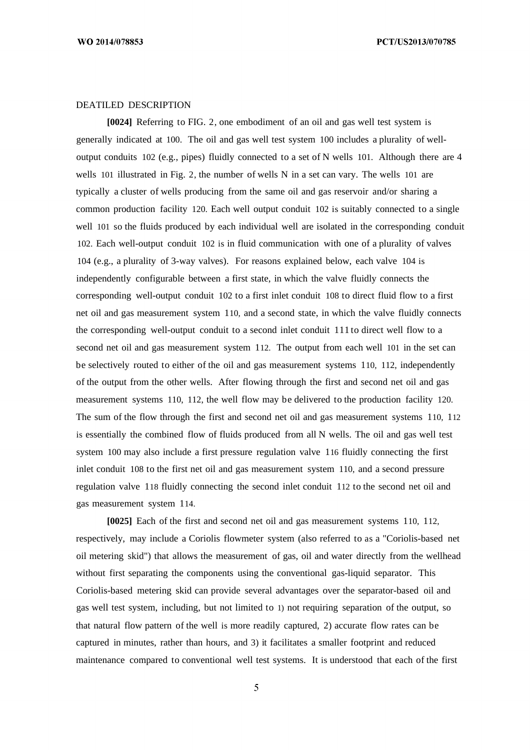DEATILED DESCRIPTION

**[0024]** Referring to FIG. 2, one embodiment of an oil and gas well test system is generally indicated at 100. The oil and gas well test system 100 includes a plurality of well-output conduits 102 (e.g., pipes) fluidly connected to a set of N wells 101. Although there are 4 wells 101 illustrated in Fig. 2, the number of wells N in a set can vary. The wells 101 are typically a cluster of wells producing from the same oil and gas reservoir and/or sharing a common production facility 120. Each well output conduit 102 is suitably connected to a single well 101 so the fluids produced by each individual well are isolated in the corresponding conduit 102. Each well-output conduit 102 is in fluid communication with one of a plurality of valves 104 (e.g., a plurality of 3-way valves). For reasons explained below, each valve 104 is independently configurable between a first state, in which the valve fluidly connects the corresponding well-output conduit 102 to a first inlet conduit 108 to direct fluid flow to a first net oil and gas measurement system 110, and a second state, in which the valve fluidly connects the corresponding well-output conduit to a second inlet conduit 111 to direct well flow to a second net oil and gas measurement system 112. The output from each well 101 in the set can be selectively routed to either of the oil and gas measurement systems 110, 112, independently of the output from the other wells. After flowing through the first and second net oil and gas measurement systems 110, 112, the well flow may be delivered to the production facility 120. The sum of the flow through the first and second net oil and gas measurement systems 110, 112 is essentially the combined flow of fluids produced from all N wells. The oil and gas well test system 100 may also include a first pressure regulation valve 116 fluidly connecting the first inlet conduit 108 to the first net oil and gas measurement system 110, and a second pressure regulation valve 118 fluidly connecting the second inlet conduit 112 to the second net oil and gas measurement system 114.

**[0025]** Each of the first and second net oil and gas measurement systems 110, 112, respectively, may include a Coriolis flowmeter system (also referred to as a "Coriolis-based net oil metering skid") that allows the measurement of gas, oil and water directly from the wellhead without first separating the components using the conventional gas-liquid separator. This Coriolis-based metering skid can provide several advantages over the separator-based oil and gas well test system, including, but not limited to 1) not requiring separation of the output, so that natural flow pattern of the well is more readily captured, 2) accurate flow rates can be captured in minutes, rather than hours, and 3) it facilitates a smaller footprint and reduced maintenance compared to conventional well test systems. It is understood that each of the first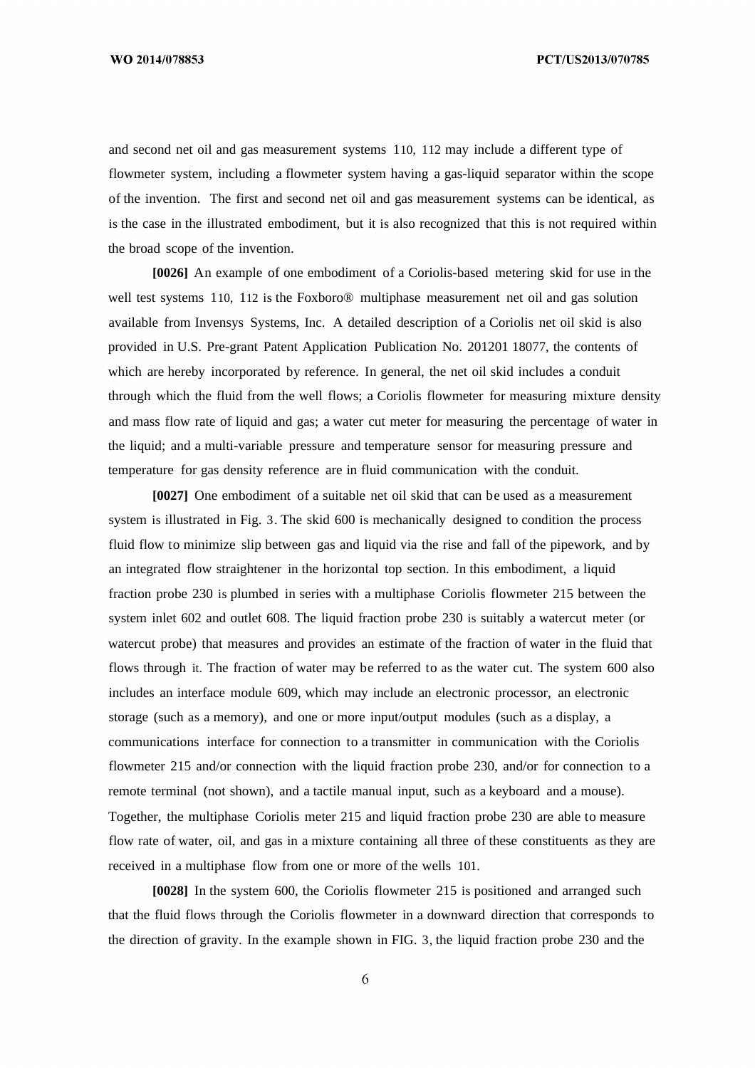and second net oil and gas measurement systems 110, 112 may include a different type of flowmeter system, including a flowmeter system having a gas-liquid separator within the scope of the invention. The first and second net oil and gas measurement systems can be identical, as is the case in the illustrated embodiment, but it is also recognized that this is not required within the broad scope of the invention.

**[0026]** An example of one embodiment of a Coriolis-based metering skid for use in the well test systems 110, 112 is the Foxboro® multiphase measurement net oil and gas solution available from Invensys Systems, Inc. A detailed description of a Coriolis net oil skid is also provided in U.S. Pre-grant Patent Application Publication No. 201201 18077, the contents of which are hereby incorporated by reference. In general, the net oil skid includes a conduit through which the fluid from the well flows; a Coriolis flowmeter for measuring mixture density and mass flow rate of liquid and gas; a water cut meter for measuring the percentage of water in the liquid; and a multi-variable pressure and temperature sensor for measuring pressure and temperature for gas density reference are in fluid communication with the conduit.

**[0027]** One embodiment of a suitable net oil skid that can be used as a measurement system is illustrated in Fig. 3. The skid 600 is mechanically designed to condition the process fluid flow to minimize slip between gas and liquid via the rise and fall of the pipework, and by an integrated flow straightener in the horizontal top section. In this embodiment, a liquid fraction probe 230 is plumbed in series with a multiphase Coriolis flowmeter 215 between the system inlet 602 and outlet 608. The liquid fraction probe 230 is suitably a watercut meter (or watercut probe) that measures and provides an estimate of the fraction of water in the fluid that flows through it. The fraction of water may be referred to as the water cut. The system 600 also includes an interface module 609, which may include an electronic processor, an electronic storage (such as a memory), and one or more input/output modules (such as a display, a communications interface for connection to a transmitter in communication with the Coriolis flowmeter 215 and/or connection with the liquid fraction probe 230, and/or for connection to a remote terminal (not shown), and a tactile manual input, such as a keyboard and a mouse). Together, the multiphase Coriolis meter 215 and liquid fraction probe 230 are able to measure flow rate of water, oil, and gas in a mixture containing all three of these constituents as they are received in a multiphase flow from one or more of the wells 101.

**[0028]** In the system 600, the Coriolis flowmeter 215 is positioned and arranged such that the fluid flows through the Coriolis flowmeter in a downward direction that corresponds to the direction of gravity. In the example shown in FIG. 3, the liquid fraction probe 230 and the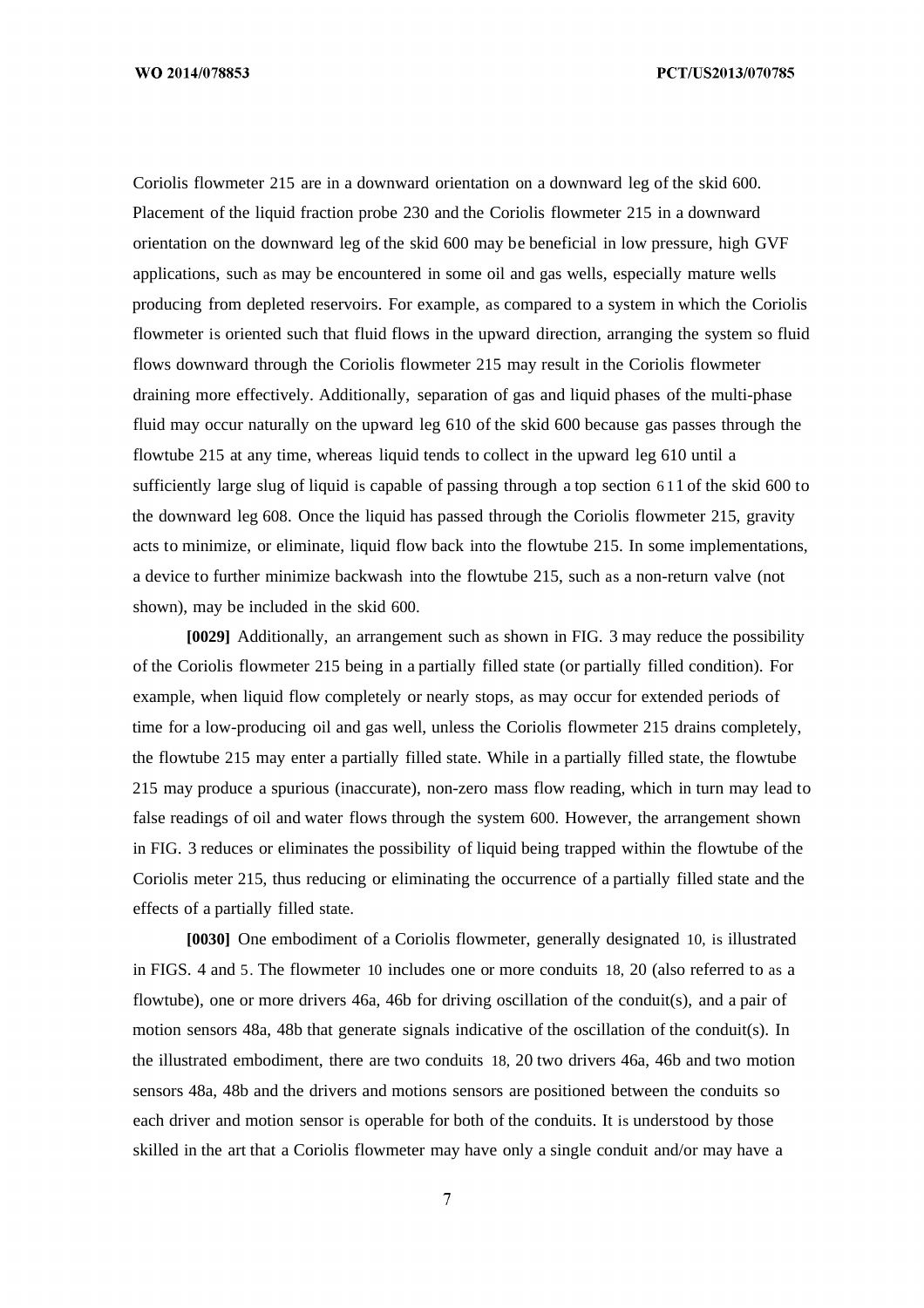Coriolis flowmeter 215 are in a downward orientation on a downward leg of the skid 600. Placement of the liquid fraction probe 230 and the Coriolis flowmeter 215 in a downward orientation on the downward leg of the skid 600 may be beneficial in low pressure, high GVF applications, such as may be encountered in some oil and gas wells, especially mature wells producing from depleted reservoirs. For example, as compared to a system in which the Coriolis flowmeter is oriented such that fluid flows in the upward direction, arranging the system so fluid flows downward through the Coriolis flowmeter 215 may result in the Coriolis flowmeter draining more effectively. Additionally, separation of gas and liquid phases of the multi-phase fluid may occur naturally on the upward leg 610 of the skid 600 because gas passes through the flowtube 215 at any time, whereas liquid tends to collect in the upward leg 610 until a sufficiently large slug of liquid is capable of passing through a top section 611 of the skid 600 to the downward leg 608. Once the liquid has passed through the Coriolis flowmeter 215, gravity acts to minimize, or eliminate, liquid flow back into the flowtube 215. In some implementations, a device to further minimize backwash into the flowtube 215, such as a non-return valve (not shown), may be included in the skid 600.

**[0029]** Additionally, an arrangement such as shown in FIG. 3 may reduce the possibility of the Coriolis flowmeter 215 being in a partially filled state (or partially filled condition). For example, when liquid flow completely or nearly stops, as may occur for extended periods of time for a low-producing oil and gas well, unless the Coriolis flowmeter 215 drains completely, the flowtube 215 may enter a partially filled state. While in a partially filled state, the flowtube 215 may produce a spurious (inaccurate), non-zero mass flow reading, which in turn may lead to false readings of oil and water flows through the system 600. However, the arrangement shown in FIG. 3 reduces or eliminates the possibility of liquid being trapped within the flowtube of the Coriolis meter 215, thus reducing or eliminating the occurrence of a partially filled state and the effects of a partially filled state.

**[0030]** One embodiment of a Coriolis flowmeter, generally designated 10, is illustrated in FIGS. 4 and 5. The flowmeter 10 includes one or more conduits 18, 20 (also referred to as a flowtube), one or more drivers 46a, 46b for driving oscillation of the conduit(s), and a pair of motion sensors 48a, 48b that generate signals indicative of the oscillation of the conduit(s). In the illustrated embodiment, there are two conduits 18, 20 two drivers 46a, 46b and two motion sensors 48a, 48b and the drivers and motions sensors are positioned between the conduits so each driver and motion sensor is operable for both of the conduits. It is understood by those skilled in the art that a Coriolis flowmeter may have only a single conduit and/or may have a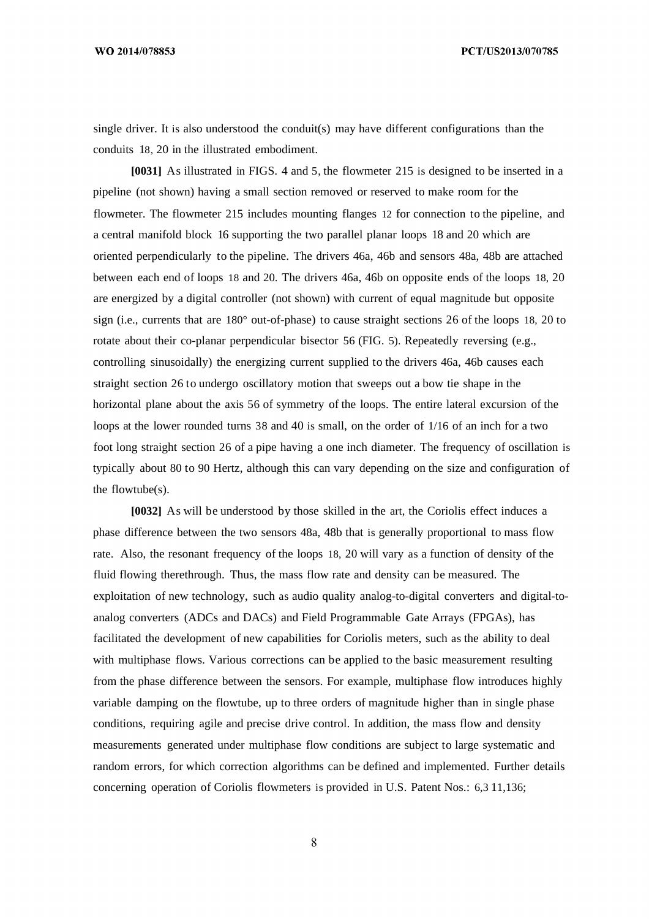single driver. It is also understood the conduit(s) may have different configurations than the conduits 18, 20 in the illustrated embodiment.

**[0031]** As illustrated in FIGS. 4 and 5, the flowmeter 215 is designed to be inserted in a pipeline (not shown) having a small section removed or reserved to make room for the flowmeter. The flowmeter 215 includes mounting flanges 12 for connection to the pipeline, and a central manifold block 16 supporting the two parallel planar loops 18 and 20 which are oriented perpendicularly to the pipeline. The drivers 46a, 46b and sensors 48a, 48b are attached between each end of loops 18 and 20. The drivers 46a, 46b on opposite ends of the loops 18, 20 are energized by a digital controller (not shown) with current of equal magnitude but opposite sign (i.e., currents that are 180° out-of-phase) to cause straight sections 26 of the loops 18, 20 to rotate about their co-planar perpendicular bisector 56 (FIG. 5). Repeatedly reversing (e.g., controlling sinusoidally) the energizing current supplied to the drivers 46a, 46b causes each straight section 26 to undergo oscillatory motion that sweeps out a bow tie shape in the horizontal plane about the axis 56 of symmetry of the loops. The entire lateral excursion of the loops at the lower rounded turns 38 and 40 is small, on the order of 1/16 of an inch for a two foot long straight section 26 of a pipe having a one inch diameter. The frequency of oscillation is typically about 80 to 90 Hertz, although this can vary depending on the size and configuration of the flowtube(s).

**[0032]** As will be understood by those skilled in the art, the Coriolis effect induces a phase difference between the two sensors 48a, 48b that is generally proportional to mass flow rate. Also, the resonant frequency of the loops 18, 20 will vary as a function of density of the fluid flowing therethrough. Thus, the mass flow rate and density can be measured. The exploitation of new technology, such as audio quality analog-to-digital converters and digital-to-analog converters (ADCs and DACs) and Field Programmable Gate Arrays (FPGAs), has facilitated the development of new capabilities for Coriolis meters, such as the ability to deal with multiphase flows. Various corrections can be applied to the basic measurement resulting from the phase difference between the sensors. For example, multiphase flow introduces highly variable damping on the flowtube, up to three orders of magnitude higher than in single phase conditions, requiring agile and precise drive control. In addition, the mass flow and density measurements generated under multiphase flow conditions are subject to large systematic and random errors, for which correction algorithms can be defined and implemented. Further details concerning operation of Coriolis flowmeters is provided in U.S. Patent Nos.: 6,311,136;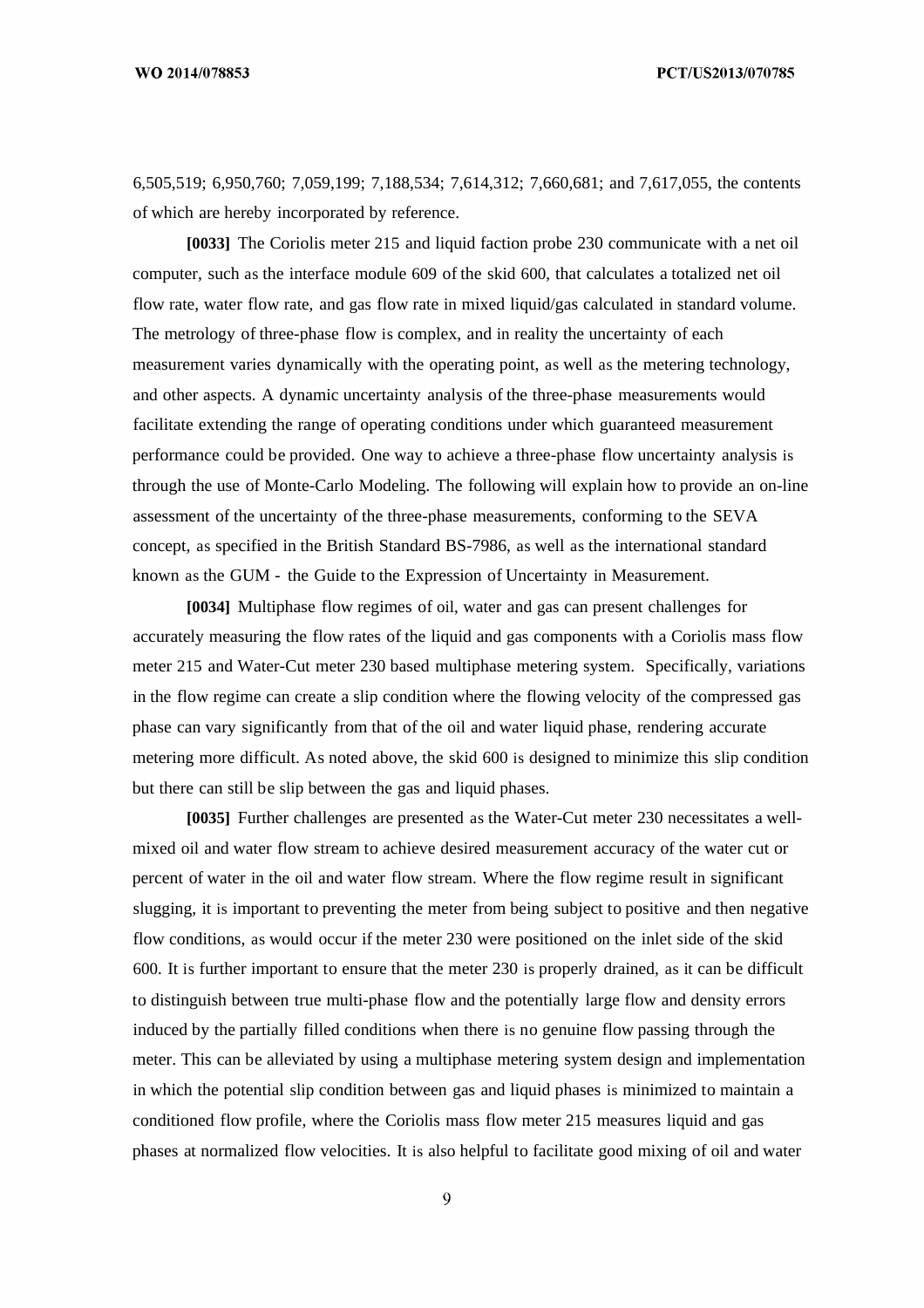6,505,519; 6,950,760; 7,059,199; 7,188,534; 7,614,312; 7,660,681; and 7,617,055, the contents of which are hereby incorporated by reference.

**[0033]** The Coriolis meter 215 and liquid faction probe 230 communicate with a net oil computer, such as the interface module 609 of the skid 600, that calculates a totalized net oil flow rate, water flow rate, and gas flow rate in mixed liquid/gas calculated in standard volume. The metrology of three-phase flow is complex, and in reality the uncertainty of each measurement varies dynamically with the operating point, as well as the metering technology, and other aspects. A dynamic uncertainty analysis of the three-phase measurements would facilitate extending the range of operating conditions under which guaranteed measurement performance could be provided. One way to achieve a three-phase flow uncertainty analysis is through the use of Monte-Carlo Modeling. The following will explain how to provide an on-line assessment of the uncertainty of the three-phase measurements, conforming to the SEVA concept, as specified in the British Standard BS-7986, as well as the international standard known as the GUM - the Guide to the Expression of Uncertainty in Measurement.

**[0034]** Multiphase flow regimes of oil, water and gas can present challenges for accurately measuring the flow rates of the liquid and gas components with a Coriolis mass flow meter 215 and Water-Cut meter 230 based multiphase metering system. Specifically, variations in the flow regime can create a slip condition where the flowing velocity of the compressed gas phase can vary significantly from that of the oil and water liquid phase, rendering accurate metering more difficult. As noted above, the skid 600 is designed to minimize this slip condition but there can still be slip between the gas and liquid phases.

**[0035]** Further challenges are presented as the Water-Cut meter 230 necessitates a well-mixed oil and water flow stream to achieve desired measurement accuracy of the water cut or percent of water in the oil and water flow stream. Where the flow regime result in significant slugging, it is important to preventing the meter from being subject to positive and then negative flow conditions, as would occur if the meter 230 were positioned on the inlet side of the skid 600. It is further important to ensure that the meter 230 is properly drained, as it can be difficult to distinguish between true multi-phase flow and the potentially large flow and density errors induced by the partially filled conditions when there is no genuine flow passing through the meter. This can be alleviated by using a multiphase metering system design and implementation in which the potential slip condition between gas and liquid phases is minimized to maintain a conditioned flow profile, where the Coriolis mass flow meter 215 measures liquid and gas phases at normalized flow velocities. It is also helpful to facilitate good mixing of oil and water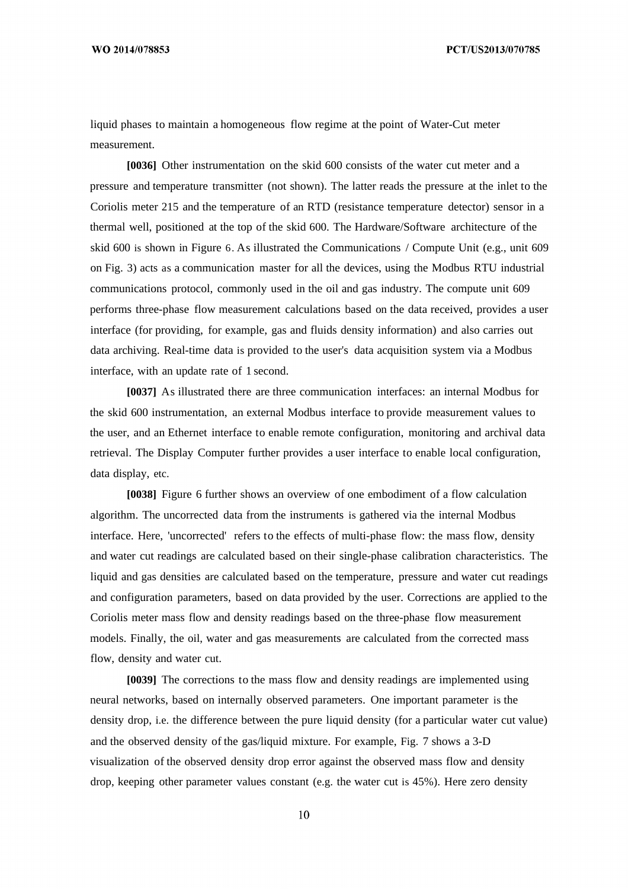liquid phases to maintain a homogeneous flow regime at the point of Water-Cut meter measurement.

**[0036]** Other instrumentation on the skid 600 consists of the water cut meter and a pressure and temperature transmitter (not shown). The latter reads the pressure at the inlet to the Coriolis meter 215 and the temperature of an RTD (resistance temperature detector) sensor in a thermal well, positioned at the top of the skid 600. The Hardware/Software architecture of the skid 600 is shown in Figure 6. As illustrated the Communications / Compute Unit (e.g., unit 609 on Fig. 3) acts as a communication master for all the devices, using the Modbus RTU industrial communications protocol, commonly used in the oil and gas industry. The compute unit 609 performs three-phase flow measurement calculations based on the data received, provides a user interface (for providing, for example, gas and fluids density information) and also carries out data archiving. Real-time data is provided to the user's data acquisition system via a Modbus interface, with an update rate of 1 second.

**[0037]** As illustrated there are three communication interfaces: an internal Modbus for the skid 600 instrumentation, an external Modbus interface to provide measurement values to the user, and an Ethernet interface to enable remote configuration, monitoring and archival data retrieval. The Display Computer further provides a user interface to enable local configuration, data display, etc.

**[0038]** Figure 6 further shows an overview of one embodiment of a flow calculation algorithm. The uncorrected data from the instruments is gathered via the internal Modbus interface. Here, 'uncorrected' refers to the effects of multi-phase flow: the mass flow, density and water cut readings are calculated based on their single-phase calibration characteristics. The liquid and gas densities are calculated based on the temperature, pressure and water cut readings and configuration parameters, based on data provided by the user. Corrections are applied to the Coriolis meter mass flow and density readings based on the three-phase flow measurement models. Finally, the oil, water and gas measurements are calculated from the corrected mass flow, density and water cut.

**[0039]** The corrections to the mass flow and density readings are implemented using neural networks, based on internally observed parameters. One important parameter is the density drop, i.e. the difference between the pure liquid density (for a particular water cut value) and the observed density of the gas/liquid mixture. For example, Fig. 7 shows a 3-D visualization of the observed density drop error against the observed mass flow and density drop, keeping other parameter values constant (e.g. the water cut is 45%). Here zero density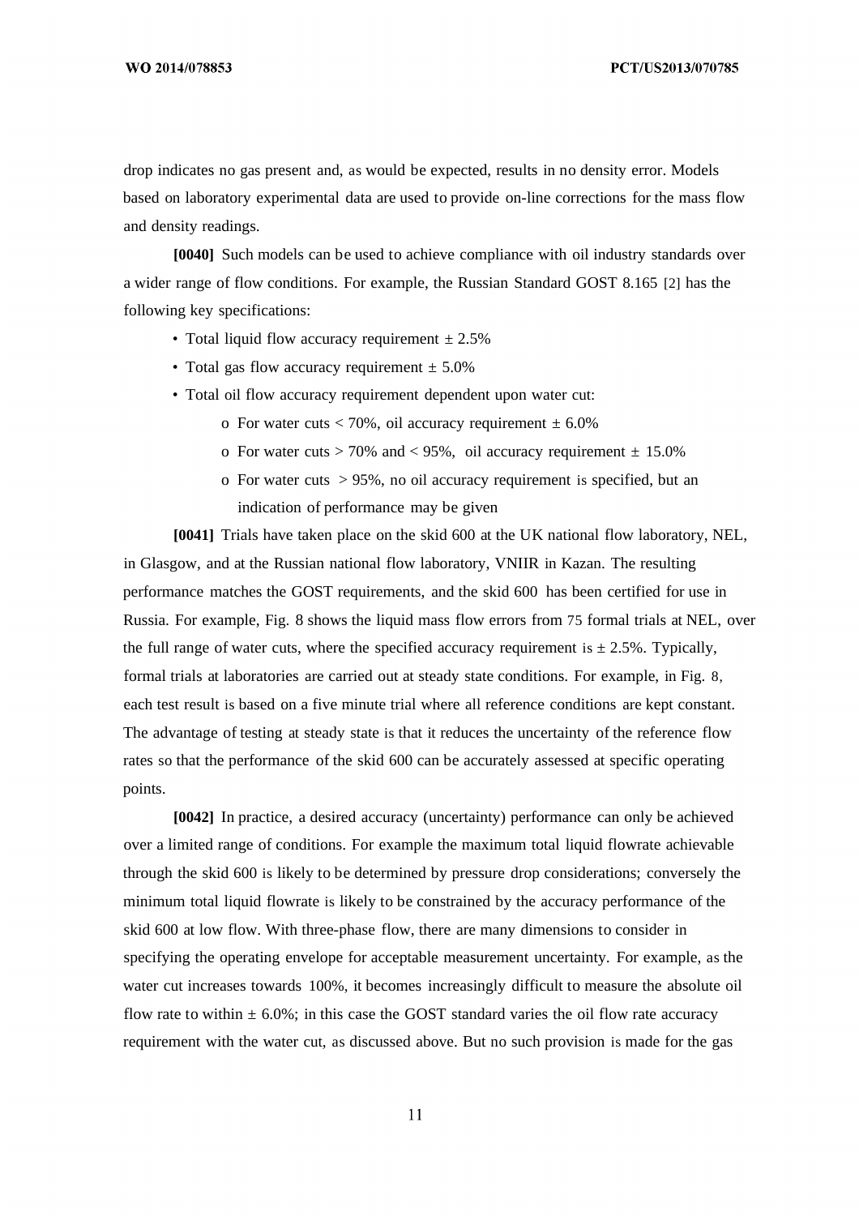drop indicates no gas present and, as would be expected, results in no density error. Models based on laboratory experimental data are used to provide on-line corrections for the mass flow and density readings.

**[0040]** Such models can be used to achieve compliance with oil industry standards over a wider range of flow conditions. For example, the Russian Standard GOST 8.165 [2] has the following key specifications:

- Total liquid flow accuracy requirement ± 2.5%
- Total gas flow accuracy requirement ± 5.0%
- Total oil flow accuracy requirement dependent upon water cut:
  - For water cuts < 70%, oil accuracy requirement ± 6.0%
  - For water cuts > 70% and < 95%, oil accuracy requirement ± 15.0%
  - For water cuts > 95%, no oil accuracy requirement is specified, but an indication of performance may be given

**[0041]** Trials have taken place on the skid 600 at the UK national flow laboratory, NEL, in Glasgow, and at the Russian national flow laboratory, VNIIR in Kazan. The resulting performance matches the GOST requirements, and the skid 600 has been certified for use in Russia. For example, Fig. 8 shows the liquid mass flow errors from 75 formal trials at NEL, over the full range of water cuts, where the specified accuracy requirement is ± 2.5%. Typically, formal trials at laboratories are carried out at steady state conditions. For example, in Fig. 8, each test result is based on a five minute trial where all reference conditions are kept constant. The advantage of testing at steady state is that it reduces the uncertainty of the reference flow rates so that the performance of the skid 600 can be accurately assessed at specific operating points.

**[0042]** In practice, a desired accuracy (uncertainty) performance can only be achieved over a limited range of conditions. For example the maximum total liquid flowrate achievable through the skid 600 is likely to be determined by pressure drop considerations; conversely the minimum total liquid flowrate is likely to be constrained by the accuracy performance of the skid 600 at low flow. With three-phase flow, there are many dimensions to consider in specifying the operating envelope for acceptable measurement uncertainty. For example, as the water cut increases towards 100%, it becomes increasingly difficult to measure the absolute oil flow rate to within ± 6.0%; in this case the GOST standard varies the oil flow rate accuracy requirement with the water cut, as discussed above. But no such provision is made for the gas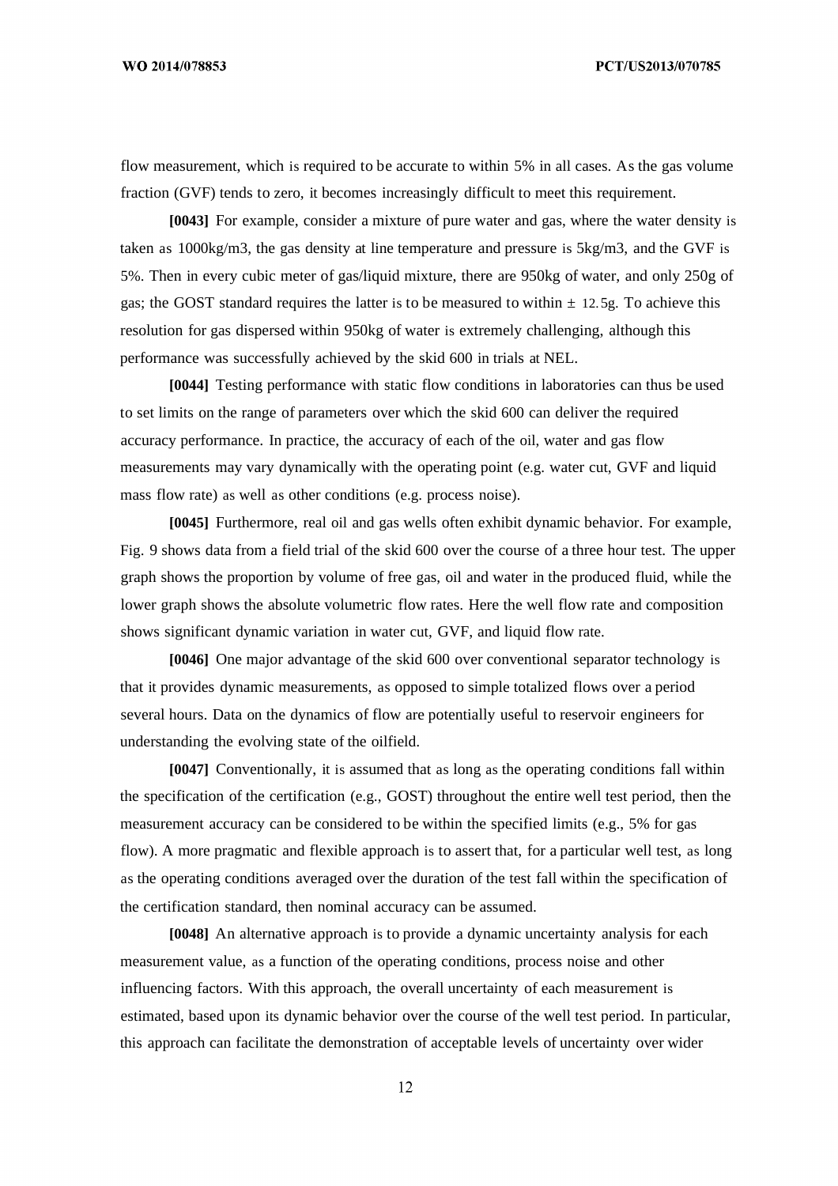flow measurement, which is required to be accurate to within 5% in all cases. As the gas volume fraction (GVF) tends to zero, it becomes increasingly difficult to meet this requirement.

**[0043]** For example, consider a mixture of pure water and gas, where the water density is taken as 1000kg/m3, the gas density at line temperature and pressure is 5kg/m3, and the GVF is 5%. Then in every cubic meter of gas/liquid mixture, there are 950kg of water, and only 250g of gas; the GOST standard requires the latter is to be measured to within $\pm$ 12.5g. To achieve this resolution for gas dispersed within 950kg of water is extremely challenging, although this performance was successfully achieved by the skid 600 in trials at NEL.

**[0044]** Testing performance with static flow conditions in laboratories can thus be used to set limits on the range of parameters over which the skid 600 can deliver the required accuracy performance. In practice, the accuracy of each of the oil, water and gas flow measurements may vary dynamically with the operating point (e.g. water cut, GVF and liquid mass flow rate) as well as other conditions (e.g. process noise).

**[0045]** Furthermore, real oil and gas wells often exhibit dynamic behavior. For example, Fig. 9 shows data from a field trial of the skid 600 over the course of a three hour test. The upper graph shows the proportion by volume of free gas, oil and water in the produced fluid, while the lower graph shows the absolute volumetric flow rates. Here the well flow rate and composition shows significant dynamic variation in water cut, GVF, and liquid flow rate.

**[0046]** One major advantage of the skid 600 over conventional separator technology is that it provides dynamic measurements, as opposed to simple totalized flows over a period several hours. Data on the dynamics of flow are potentially useful to reservoir engineers for understanding the evolving state of the oilfield.

**[0047]** Conventionally, it is assumed that as long as the operating conditions fall within the specification of the certification (e.g., GOST) throughout the entire well test period, then the measurement accuracy can be considered to be within the specified limits (e.g., 5% for gas flow). A more pragmatic and flexible approach is to assert that, for a particular well test, as long as the operating conditions averaged over the duration of the test fall within the specification of the certification standard, then nominal accuracy can be assumed.

**[0048]** An alternative approach is to provide a dynamic uncertainty analysis for each measurement value, as a function of the operating conditions, process noise and other influencing factors. With this approach, the overall uncertainty of each measurement is estimated, based upon its dynamic behavior over the course of the well test period. In particular, this approach can facilitate the demonstration of acceptable levels of uncertainty over wider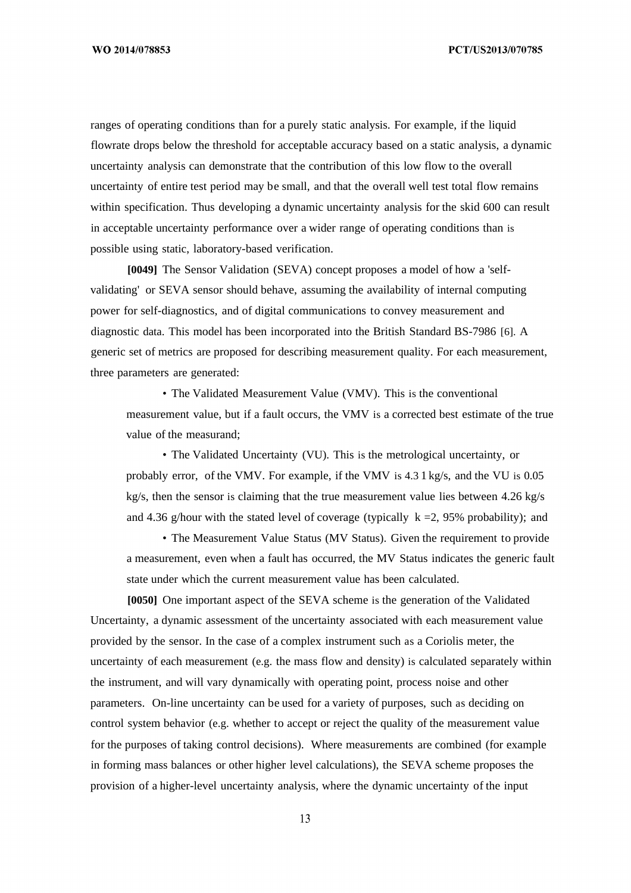ranges of operating conditions than for a purely static analysis. For example, if the liquid flowrate drops below the threshold for acceptable accuracy based on a static analysis, a dynamic uncertainty analysis can demonstrate that the contribution of this low flow to the overall uncertainty of entire test period may be small, and that the overall well test total flow remains within specification. Thus developing a dynamic uncertainty analysis for the skid 600 can result in acceptable uncertainty performance over a wider range of operating conditions than is possible using static, laboratory-based verification.

**[0049]** The Sensor Validation (SEVA) concept proposes a model of how a 'self-validating' or SEVA sensor should behave, assuming the availability of internal computing power for self-diagnostics, and of digital communications to convey measurement and diagnostic data. This model has been incorporated into the British Standard BS-7986 [6]. A generic set of metrics are proposed for describing measurement quality. For each measurement, three parameters are generated:

- The Validated Measurement Value (VMV). This is the conventional measurement value, but if a fault occurs, the VMV is a corrected best estimate of the true value of the measurand;
- The Validated Uncertainty (VU). This is the metrological uncertainty, or probably error, of the VMV. For example, if the VMV is 4.3 1 kg/s, and the VU is 0.05 kg/s, then the sensor is claiming that the true measurement value lies between 4.26 kg/s and 4.36 g/hour with the stated level of coverage (typically $k = 2$, 95% probability); and
- The Measurement Value Status (MV Status). Given the requirement to provide a measurement, even when a fault has occurred, the MV Status indicates the generic fault state under which the current measurement value has been calculated.

**[0050]** One important aspect of the SEVA scheme is the generation of the Validated Uncertainty, a dynamic assessment of the uncertainty associated with each measurement value provided by the sensor. In the case of a complex instrument such as a Coriolis meter, the uncertainty of each measurement (e.g. the mass flow and density) is calculated separately within the instrument, and will vary dynamically with operating point, process noise and other parameters. On-line uncertainty can be used for a variety of purposes, such as deciding on control system behavior (e.g. whether to accept or reject the quality of the measurement value for the purposes of taking control decisions). Where measurements are combined (for example in forming mass balances or other higher level calculations), the SEVA scheme proposes the provision of a higher-level uncertainty analysis, where the dynamic uncertainty of the input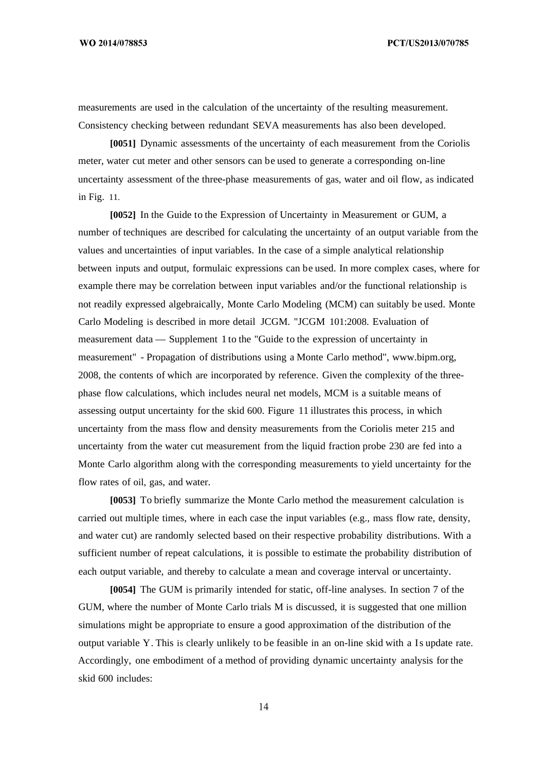measurements are used in the calculation of the uncertainty of the resulting measurement. Consistency checking between redundant SEVA measurements has also been developed.

**[0051]** Dynamic assessments of the uncertainty of each measurement from the Coriolis meter, water cut meter and other sensors can be used to generate a corresponding on-line uncertainty assessment of the three-phase measurements of gas, water and oil flow, as indicated in Fig. 11.

**[0052]** In the Guide to the Expression of Uncertainty in Measurement or GUM, a number of techniques are described for calculating the uncertainty of an output variable from the values and uncertainties of input variables. In the case of a simple analytical relationship between inputs and output, formulaic expressions can be used. In more complex cases, where for example there may be correlation between input variables and/or the functional relationship is not readily expressed algebraically, Monte Carlo Modeling (MCM) can suitably be used. Monte Carlo Modeling is described in more detail JCGM. "JCGM 101:2008. Evaluation of measurement data — Supplement 1 to the "Guide to the expression of uncertainty in measurement" - Propagation of distributions using a Monte Carlo method", www.bipm.org, 2008, the contents of which are incorporated by reference. Given the complexity of the three-phase flow calculations, which includes neural net models, MCM is a suitable means of assessing output uncertainty for the skid 600. Figure 11 illustrates this process, in which uncertainty from the mass flow and density measurements from the Coriolis meter 215 and uncertainty from the water cut measurement from the liquid fraction probe 230 are fed into a Monte Carlo algorithm along with the corresponding measurements to yield uncertainty for the flow rates of oil, gas, and water.

**[0053]** To briefly summarize the Monte Carlo method the measurement calculation is carried out multiple times, where in each case the input variables (e.g., mass flow rate, density, and water cut) are randomly selected based on their respective probability distributions. With a sufficient number of repeat calculations, it is possible to estimate the probability distribution of each output variable, and thereby to calculate a mean and coverage interval or uncertainty.

**[0054]** The GUM is primarily intended for static, off-line analyses. In section 7 of the GUM, where the number of Monte Carlo trials M is discussed, it is suggested that one million simulations might be appropriate to ensure a good approximation of the distribution of the output variable Y. This is clearly unlikely to be feasible in an on-line skid with a 1s update rate. Accordingly, one embodiment of a method of providing dynamic uncertainty analysis for the skid 600 includes: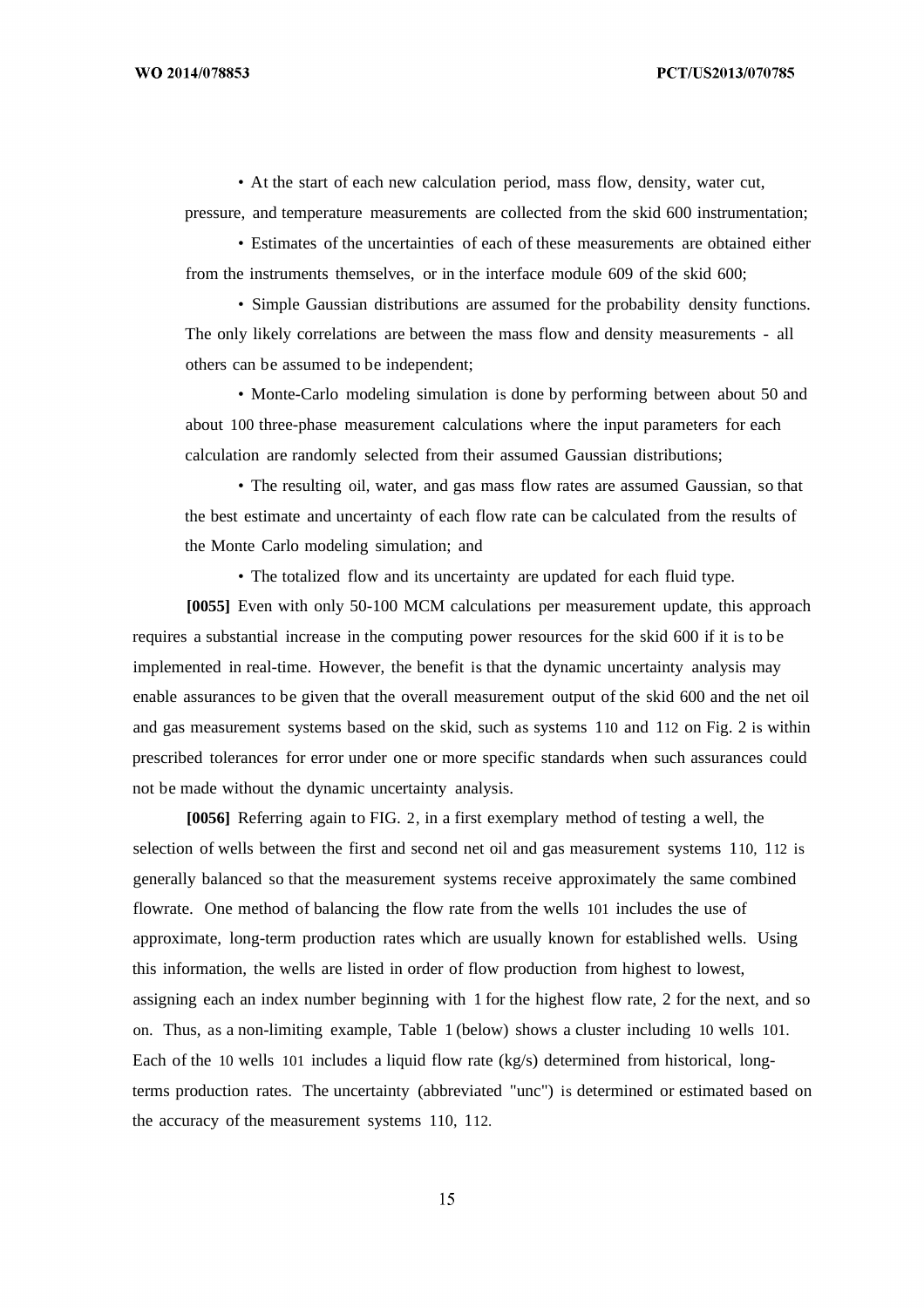- At the start of each new calculation period, mass flow, density, water cut, pressure, and temperature measurements are collected from the skid 600 instrumentation;
- Estimates of the uncertainties of each of these measurements are obtained either from the instruments themselves, or in the interface module 609 of the skid 600;
- Simple Gaussian distributions are assumed for the probability density functions. The only likely correlations are between the mass flow and density measurements - all others can be assumed to be independent;
- Monte-Carlo modeling simulation is done by performing between about 50 and about 100 three-phase measurement calculations where the input parameters for each calculation are randomly selected from their assumed Gaussian distributions;
- The resulting oil, water, and gas mass flow rates are assumed Gaussian, so that the best estimate and uncertainty of each flow rate can be calculated from the results of the Monte Carlo modeling simulation; and
- The totalized flow and its uncertainty are updated for each fluid type.

**[0055]** Even with only 50-100 MCM calculations per measurement update, this approach requires a substantial increase in the computing power resources for the skid 600 if it is to be implemented in real-time. However, the benefit is that the dynamic uncertainty analysis may enable assurances to be given that the overall measurement output of the skid 600 and the net oil and gas measurement systems based on the skid, such as systems 110 and 112 on Fig. 2 is within prescribed tolerances for error under one or more specific standards when such assurances could not be made without the dynamic uncertainty analysis.

**[0056]** Referring again to FIG. 2, in a first exemplary method of testing a well, the selection of wells between the first and second net oil and gas measurement systems 110, 112 is generally balanced so that the measurement systems receive approximately the same combined flowrate. One method of balancing the flow rate from the wells 101 includes the use of approximate, long-term production rates which are usually known for established wells. Using this information, the wells are listed in order of flow production from highest to lowest, assigning each an index number beginning with 1 for the highest flow rate, 2 for the next, and so on. Thus, as a non-limiting example, Table 1 (below) shows a cluster including 10 wells 101. Each of the 10 wells 101 includes a liquid flow rate (kg/s) determined from historical, long-terms production rates. The uncertainty (abbreviated "unc") is determined or estimated based on the accuracy of the measurement systems 110, 112.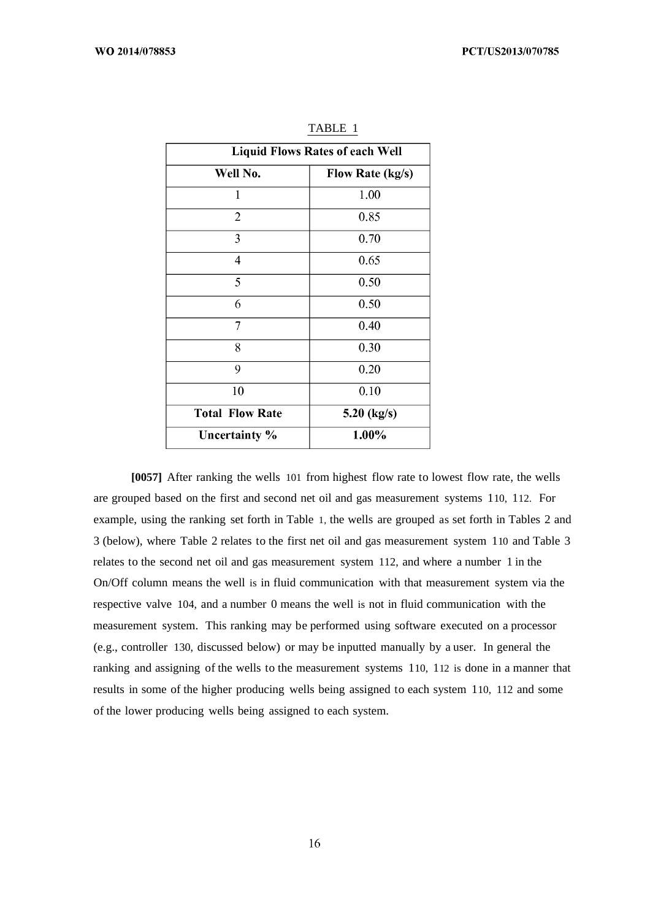TABLE 1

| Liquid Flows Rates of each Well | |
|---|---|
| **Well No.** | **Flow Rate (kg/s)** |
| 1 | 1.00 |
| 2 | 0.85 |
| 3 | 0.70 |
| 4 | 0.65 |
| 5 | 0.50 |
| 6 | 0.50 |
| 7 | 0.40 |
| 8 | 0.30 |
| 9 | 0.20 |
| 10 | 0.10 |
| **Total Flow Rate** | **5.20 (kg/s)** |
| **Uncertainty %** | **1.00%** |

**[0057]** After ranking the wells 101 from highest flow rate to lowest flow rate, the wells are grouped based on the first and second net oil and gas measurement systems 110, 112. For example, using the ranking set forth in Table 1, the wells are grouped as set forth in Tables 2 and 3 (below), where Table 2 relates to the first net oil and gas measurement system 110 and Table 3 relates to the second net oil and gas measurement system 112, and where a number 1 in the On/Off column means the well is in fluid communication with that measurement system via the respective valve 104, and a number 0 means the well is not in fluid communication with the measurement system. This ranking may be performed using software executed on a processor (e.g., controller 130, discussed below) or may be inputted manually by a user. In general the ranking and assigning of the wells to the measurement systems 110, 112 is done in a manner that results in some of the higher producing wells being assigned to each system 110, 112 and some of the lower producing wells being assigned to each system.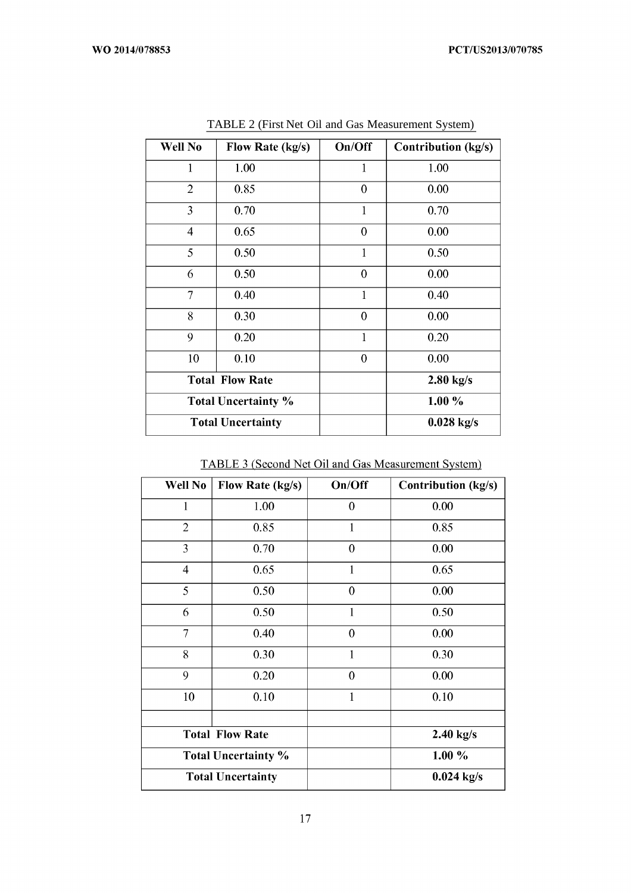TABLE 2 (First Net Oil and Gas Measurement System)

| Well No | Flow Rate (kg/s) | On/Off | Contribution (kg/s) |
|---|---|---|---|
| 1 | 1.00 | 1 | 1.00 |
| 2 | 0.85 | 0 | 0.00 |
| 3 | 0.70 | 1 | 0.70 |
| 4 | 0.65 | 0 | 0.00 |
| 5 | 0.50 | 1 | 0.50 |
| 6 | 0.50 | 0 | 0.00 |
| 7 | 0.40 | 1 | 0.40 |
| 8 | 0.30 | 0 | 0.00 |
| 9 | 0.20 | 1 | 0.20 |
| 10 | 0.10 | 0 | 0.00 |
| **Total Flow Rate** | | | **2.80 kg/s** |
| **Total Uncertainty %** | | | **1.00 %** |
| **Total Uncertainty** | | | **0.028 kg/s** |

TABLE 3 (Second Net Oil and Gas Measurement System)

| Well No | Flow Rate (kg/s) | On/Off | Contribution (kg/s) |
|---|---|---|---|
| 1 | 1.00 | 0 | 0.00 |
| 2 | 0.85 | 1 | 0.85 |
| 3 | 0.70 | 0 | 0.00 |
| 4 | 0.65 | 1 | 0.65 |
| 5 | 0.50 | 0 | 0.00 |
| 6 | 0.50 | 1 | 0.50 |
| 7 | 0.40 | 0 | 0.00 |
| 8 | 0.30 | 1 | 0.30 |
| 9 | 0.20 | 0 | 0.00 |
| 10 | 0.10 | 1 | 0.10 |
| | | | |
| **Total Flow Rate** | | | **2.40 kg/s** |
| **Total Uncertainty %** | | | **1.00 %** |
| **Total Uncertainty** | | | **0.024 kg/s** |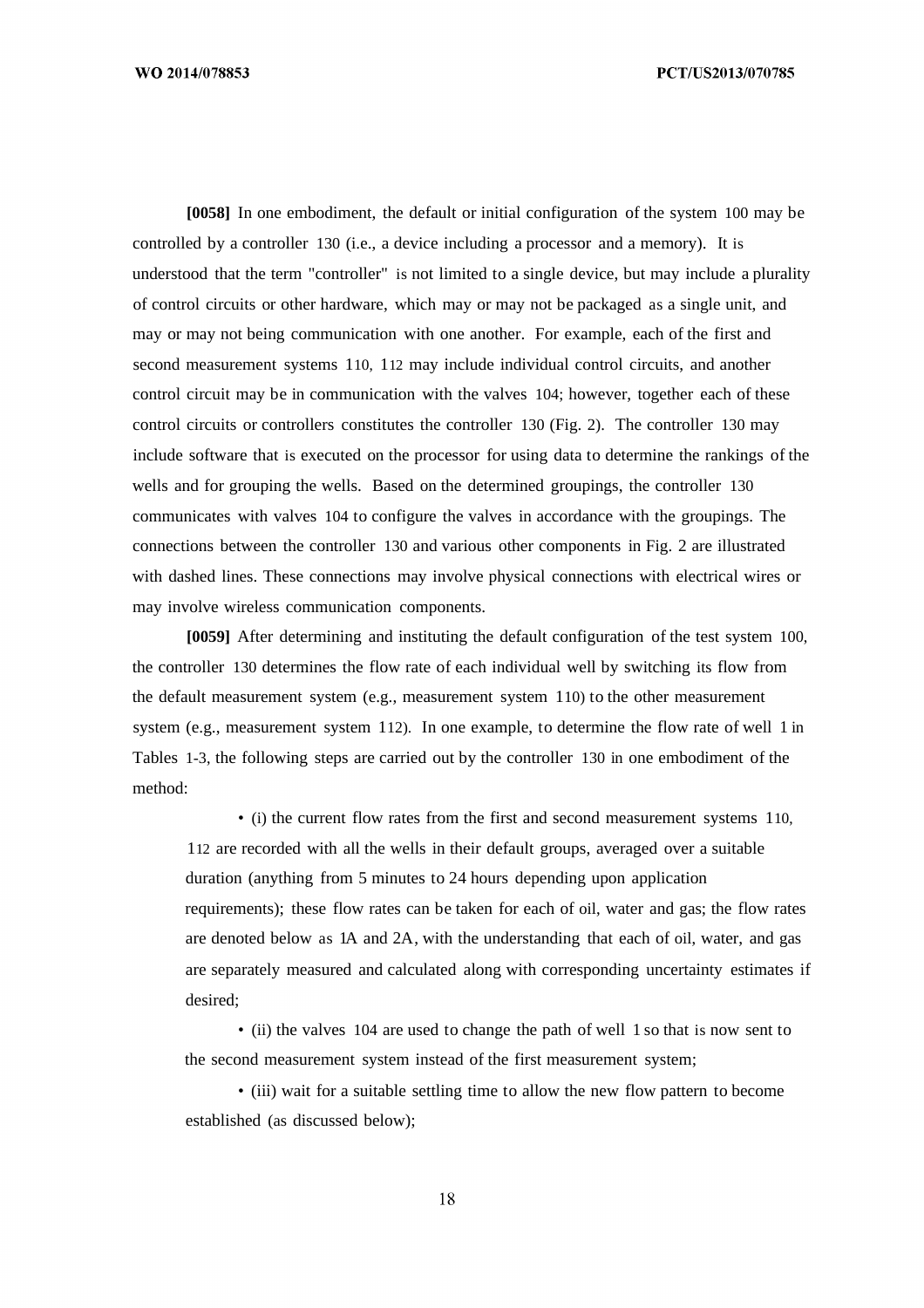**[0058]** In one embodiment, the default or initial configuration of the system 100 may be controlled by a controller 130 (i.e., a device including a processor and a memory). It is understood that the term "controller" is not limited to a single device, but may include a plurality of control circuits or other hardware, which may or may not be packaged as a single unit, and may or may not being communication with one another. For example, each of the first and second measurement systems 110, 112 may include individual control circuits, and another control circuit may be in communication with the valves 104; however, together each of these control circuits or controllers constitutes the controller 130 (Fig. 2). The controller 130 may include software that is executed on the processor for using data to determine the rankings of the wells and for grouping the wells. Based on the determined groupings, the controller 130 communicates with valves 104 to configure the valves in accordance with the groupings. The connections between the controller 130 and various other components in Fig. 2 are illustrated with dashed lines. These connections may involve physical connections with electrical wires or may involve wireless communication components.

**[0059]** After determining and instituting the default configuration of the test system 100, the controller 130 determines the flow rate of each individual well by switching its flow from the default measurement system (e.g., measurement system 110) to the other measurement system (e.g., measurement system 112). In one example, to determine the flow rate of well 1 in Tables 1-3, the following steps are carried out by the controller 130 in one embodiment of the method:

- (i) the current flow rates from the first and second measurement systems 110, 112 are recorded with all the wells in their default groups, averaged over a suitable duration (anything from 5 minutes to 24 hours depending upon application requirements); these flow rates can be taken for each of oil, water and gas; the flow rates are denoted below as 1A and 2A, with the understanding that each of oil, water, and gas are separately measured and calculated along with corresponding uncertainty estimates if desired;
- (ii) the valves 104 are used to change the path of well 1 so that is now sent to the second measurement system instead of the first measurement system;
- (iii) wait for a suitable settling time to allow the new flow pattern to become established (as discussed below);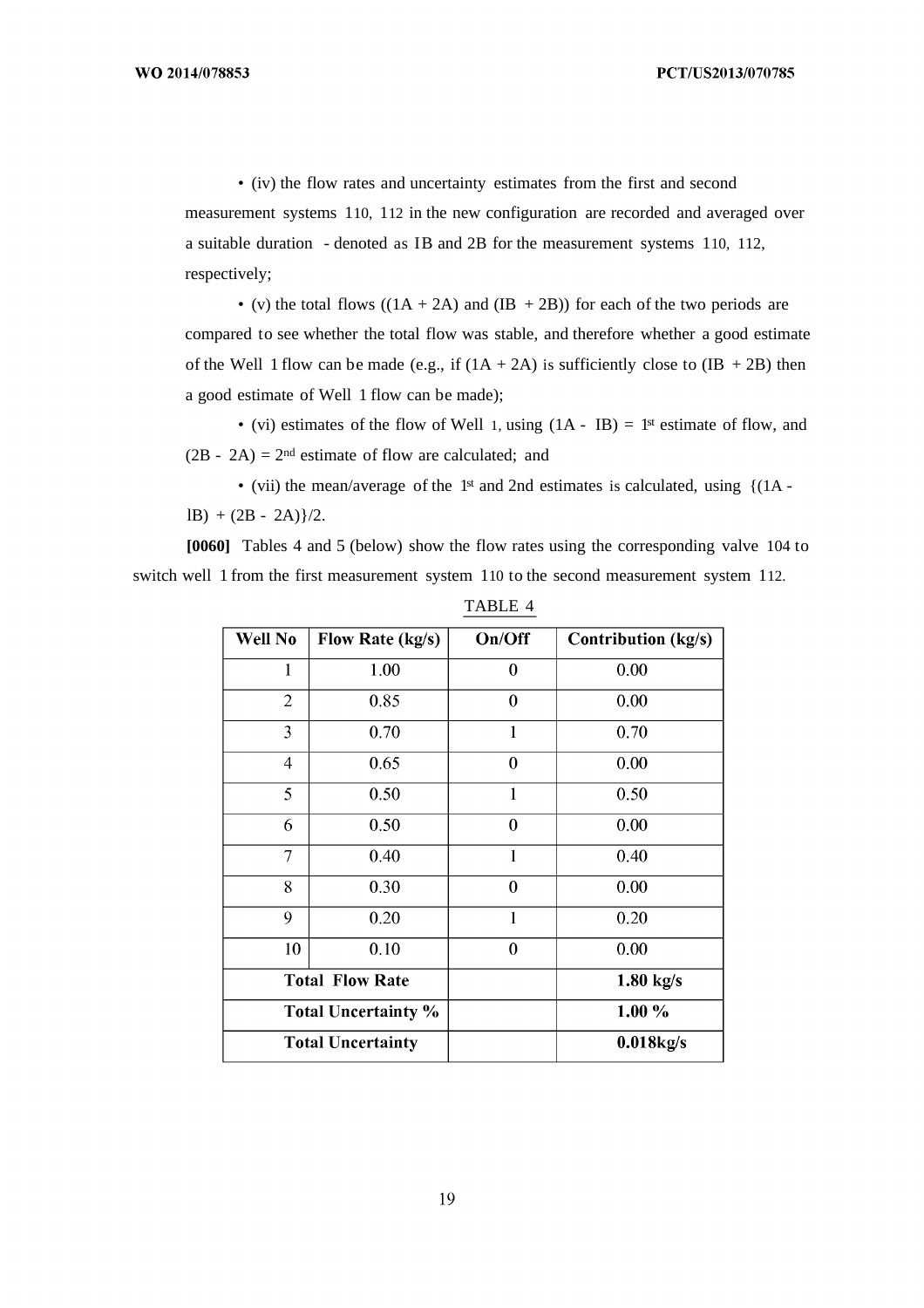• (iv) the flow rates and uncertainty estimates from the first and second measurement systems 110, 112 in the new configuration are recorded and averaged over a suitable duration - denoted as 1B and 2B for the measurement systems 110, 112, respectively;

• (v) the total flows ((1A + 2A) and (1B + 2B)) for each of the two periods are compared to see whether the total flow was stable, and therefore whether a good estimate of the Well 1 flow can be made (e.g., if (1A + 2A) is sufficiently close to (1B + 2B) then a good estimate of Well 1 flow can be made);

• (vi) estimates of the flow of Well 1, using (1A - 1B) = 1[st] estimate of flow, and (2B - 2A) = 2[nd] estimate of flow are calculated; and

• (vii) the mean/average of the 1[st] and 2nd estimates is calculated, using {(1A - 1B) + (2B - 2A)}/2.

**[0060]** Tables 4 and 5 (below) show the flow rates using the corresponding valve 104 to switch well 1 from the first measurement system 110 to the second measurement system 112.

TABLE 4

| Well No | Flow Rate (kg/s) | On/Off | Contribution (kg/s) |
|---|---|---|---|
| 1 | 1.00 | 0 | 0.00 |
| 2 | 0.85 | 0 | 0.00 |
| 3 | 0.70 | 1 | 0.70 |
| 4 | 0.65 | 0 | 0.00 |
| 5 | 0.50 | 1 | 0.50 |
| 6 | 0.50 | 0 | 0.00 |
| 7 | 0.40 | 1 | 0.40 |
| 8 | 0.30 | 0 | 0.00 |
| 9 | 0.20 | 1 | 0.20 |
| 10 | 0.10 | 0 | 0.00 |
| **Total Flow Rate** | | | **1.80 kg/s** |
| **Total Uncertainty %** | | | **1.00 %** |
| **Total Uncertainty** | | | **0.018kg/s** |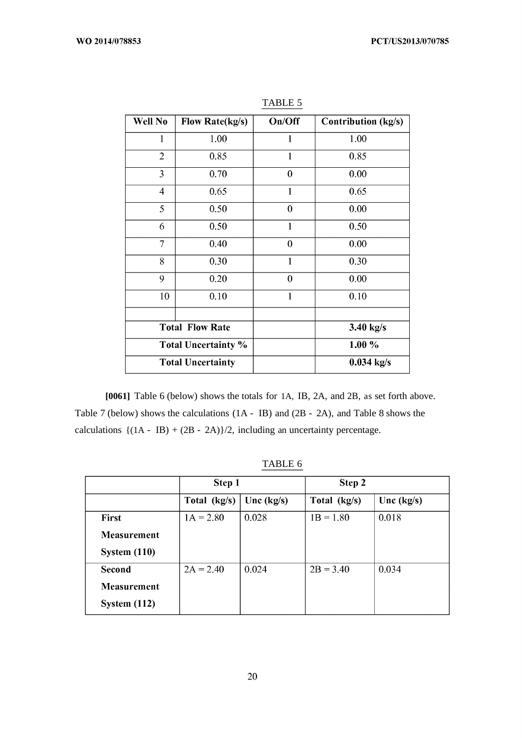TABLE 5

| Well No | Flow Rate(kg/s) | On/Off | Contribution (kg/s) |
|---|---|---|---|
| 1 | 1.00 | 1 | 1.00 |
| 2 | 0.85 | 1 | 0.85 |
| 3 | 0.70 | 0 | 0.00 |
| 4 | 0.65 | 1 | 0.65 |
| 5 | 0.50 | 0 | 0.00 |
| 6 | 0.50 | 1 | 0.50 |
| 7 | 0.40 | 0 | 0.00 |
| 8 | 0.30 | 1 | 0.30 |
| 9 | 0.20 | 0 | 0.00 |
| 10 | 0.10 | 1 | 0.10 |
| | | | |
| **Total Flow Rate** | | | **3.40 kg/s** |
| **Total Uncertainty %** | | | **1.00 %** |
| **Total Uncertainty** | | | **0.034 kg/s** |

**[0061]** Table 6 (below) shows the totals for 1A, IB, 2A, and 2B, as set forth above. Table 7 (below) shows the calculations (1A - IB) and (2B - 2A), and Table 8 shows the calculations {(1A - IB) + (2B - 2A)}/2, including an uncertainty percentage.

TABLE 6

| | **Step 1** | | **Step 2** | |
|---|---|---|---|---|
| | **Total (kg/s)** | **Unc (kg/s)** | **Total (kg/s)** | **Unc (kg/s)** |
| **First Measurement System (110)** | 1A = 2.80 | 0.028 | 1B = 1.80 | 0.018 |
| **Second Measurement System (112)** | 2A = 2.40 | 0.024 | 2B = 3.40 | 0.034 |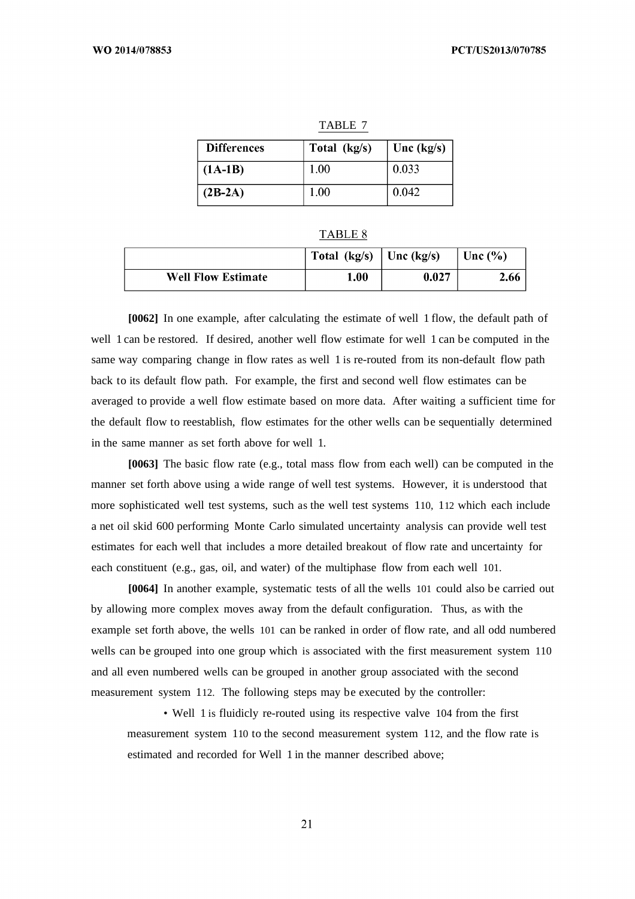TABLE 7

| Differences | Total (kg/s) | Unc (kg/s) |
|---|---|---|
| (1A-1B) | 1.00 | 0.033 |
| (2B-2A) | 1.00 | 0.042 |

TABLE 8

| | Total (kg/s) | Unc (kg/s) | Unc (%) |
|---|---|---|---|
| Well Flow Estimate | 1.00 | 0.027 | 2.66 |

**[0062]** In one example, after calculating the estimate of well 1 flow, the default path of well 1 can be restored. If desired, another well flow estimate for well 1 can be computed in the same way comparing change in flow rates as well 1 is re-routed from its non-default flow path back to its default flow path. For example, the first and second well flow estimates can be averaged to provide a well flow estimate based on more data. After waiting a sufficient time for the default flow to reestablish, flow estimates for the other wells can be sequentially determined in the same manner as set forth above for well 1.

**[0063]** The basic flow rate (e.g., total mass flow from each well) can be computed in the manner set forth above using a wide range of well test systems. However, it is understood that more sophisticated well test systems, such as the well test systems 110, 112 which each include a net oil skid 600 performing Monte Carlo simulated uncertainty analysis can provide well test estimates for each well that includes a more detailed breakout of flow rate and uncertainty for each constituent (e.g., gas, oil, and water) of the multiphase flow from each well 101.

**[0064]** In another example, systematic tests of all the wells 101 could also be carried out by allowing more complex moves away from the default configuration. Thus, as with the example set forth above, the wells 101 can be ranked in order of flow rate, and all odd numbered wells can be grouped into one group which is associated with the first measurement system 110 and all even numbered wells can be grouped in another group associated with the second measurement system 112. The following steps may be executed by the controller:

- Well 1 is fluidicly re-routed using its respective valve 104 from the first measurement system 110 to the second measurement system 112, and the flow rate is estimated and recorded for Well 1 in the manner described above;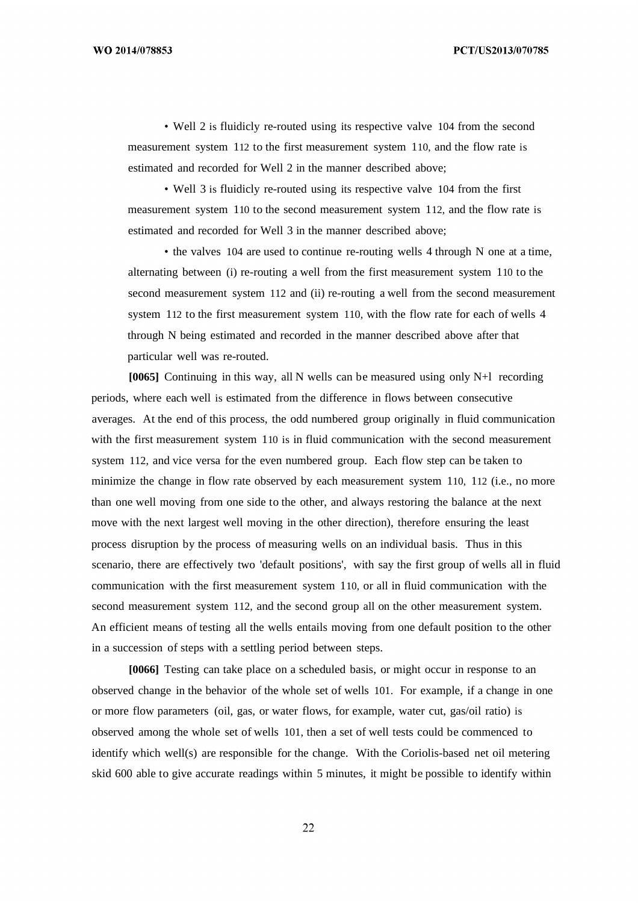- Well 2 is fluidicly re-routed using its respective valve 104 from the second measurement system 112 to the first measurement system 110, and the flow rate is estimated and recorded for Well 2 in the manner described above;

- Well 3 is fluidicly re-routed using its respective valve 104 from the first measurement system 110 to the second measurement system 112, and the flow rate is estimated and recorded for Well 3 in the manner described above;

- the valves 104 are used to continue re-routing wells 4 through N one at a time, alternating between (i) re-routing a well from the first measurement system 110 to the second measurement system 112 and (ii) re-routing a well from the second measurement system 112 to the first measurement system 110, with the flow rate for each of wells 4 through N being estimated and recorded in the manner described above after that particular well was re-routed.

**[0065]** Continuing in this way, all N wells can be measured using only N+l recording periods, where each well is estimated from the difference in flows between consecutive averages. At the end of this process, the odd numbered group originally in fluid communication with the first measurement system 110 is in fluid communication with the second measurement system 112, and vice versa for the even numbered group. Each flow step can be taken to minimize the change in flow rate observed by each measurement system 110, 112 (i.e., no more than one well moving from one side to the other, and always restoring the balance at the next move with the next largest well moving in the other direction), therefore ensuring the least process disruption by the process of measuring wells on an individual basis. Thus in this scenario, there are effectively two 'default positions', with say the first group of wells all in fluid communication with the first measurement system 110, or all in fluid communication with the second measurement system 112, and the second group all on the other measurement system. An efficient means of testing all the wells entails moving from one default position to the other in a succession of steps with a settling period between steps.

**[0066]** Testing can take place on a scheduled basis, or might occur in response to an observed change in the behavior of the whole set of wells 101. For example, if a change in one or more flow parameters (oil, gas, or water flows, for example, water cut, gas/oil ratio) is observed among the whole set of wells 101, then a set of well tests could be commenced to identify which well(s) are responsible for the change. With the Coriolis-based net oil metering skid 600 able to give accurate readings within 5 minutes, it might be possible to identify within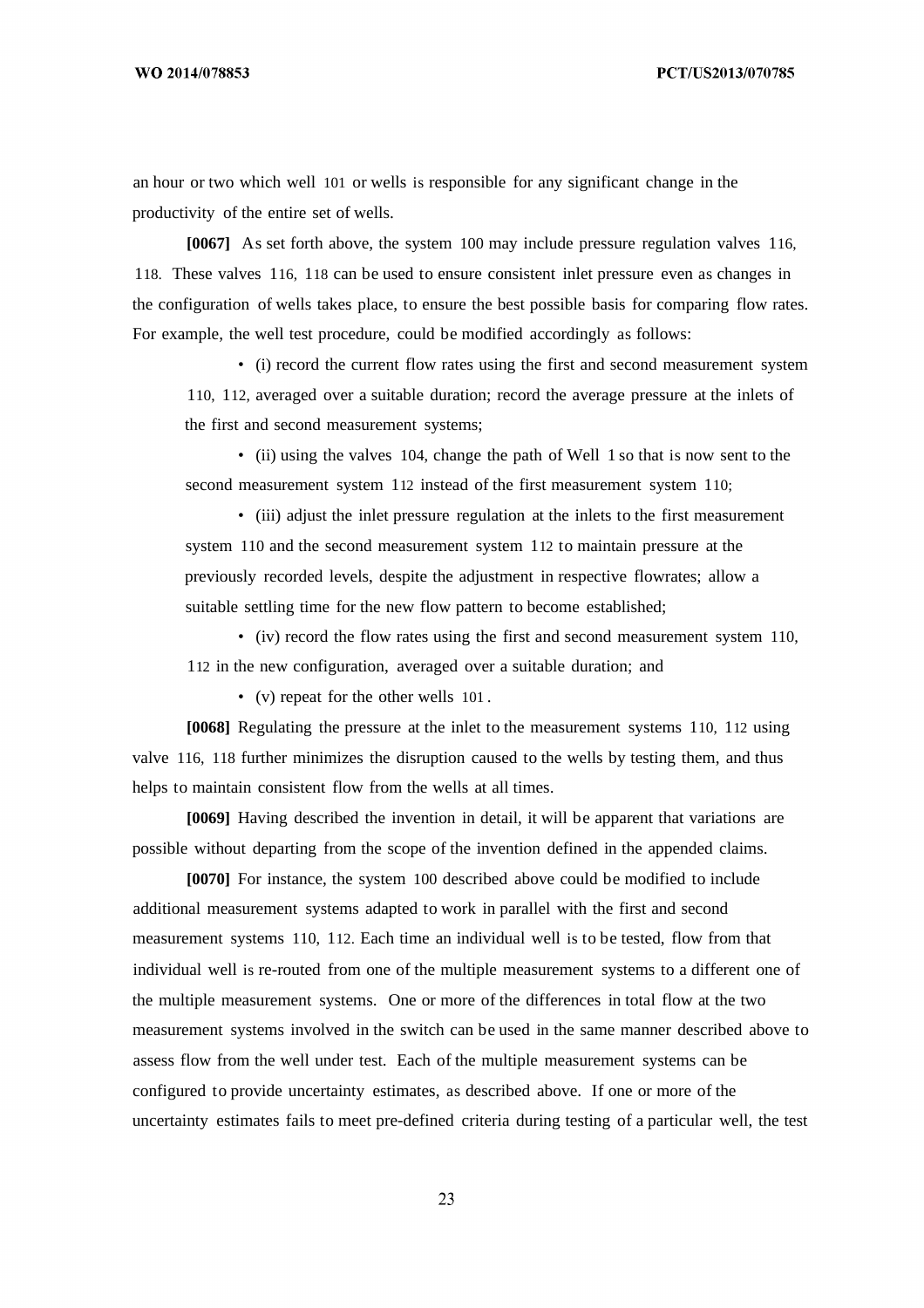an hour or two which well 101 or wells is responsible for any significant change in the productivity of the entire set of wells.

**[0067]** As set forth above, the system 100 may include pressure regulation valves 116, 118. These valves 116, 118 can be used to ensure consistent inlet pressure even as changes in the configuration of wells takes place, to ensure the best possible basis for comparing flow rates. For example, the well test procedure, could be modified accordingly as follows:

- (i) record the current flow rates using the first and second measurement system 110, 112, averaged over a suitable duration; record the average pressure at the inlets of the first and second measurement systems;
- (ii) using the valves 104, change the path of Well 1 so that is now sent to the second measurement system 112 instead of the first measurement system 110;
- (iii) adjust the inlet pressure regulation at the inlets to the first measurement system 110 and the second measurement system 112 to maintain pressure at the previously recorded levels, despite the adjustment in respective flowrates; allow a suitable settling time for the new flow pattern to become established;
- (iv) record the flow rates using the first and second measurement system 110, 112 in the new configuration, averaged over a suitable duration; and
- (v) repeat for the other wells 101.

**[0068]** Regulating the pressure at the inlet to the measurement systems 110, 112 using valve 116, 118 further minimizes the disruption caused to the wells by testing them, and thus helps to maintain consistent flow from the wells at all times.

**[0069]** Having described the invention in detail, it will be apparent that variations are possible without departing from the scope of the invention defined in the appended claims.

**[0070]** For instance, the system 100 described above could be modified to include additional measurement systems adapted to work in parallel with the first and second measurement systems 110, 112. Each time an individual well is to be tested, flow from that individual well is re-routed from one of the multiple measurement systems to a different one of the multiple measurement systems. One or more of the differences in total flow at the two measurement systems involved in the switch can be used in the same manner described above to assess flow from the well under test. Each of the multiple measurement systems can be configured to provide uncertainty estimates, as described above. If one or more of the uncertainty estimates fails to meet pre-defined criteria during testing of a particular well, the test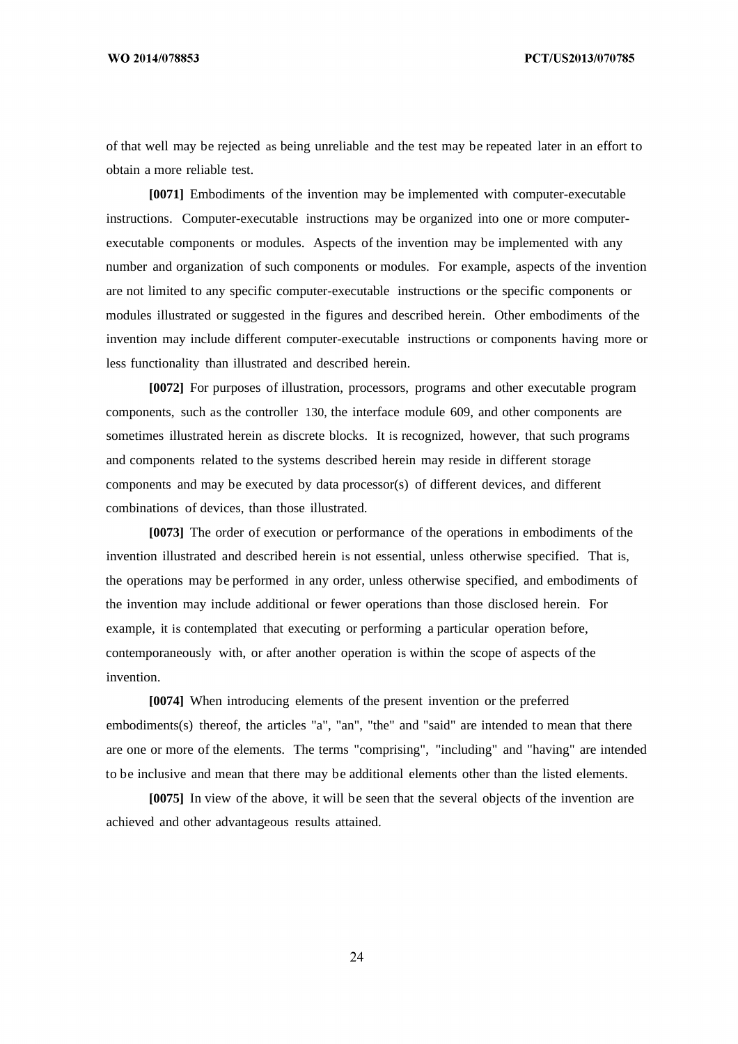of that well may be rejected as being unreliable and the test may be repeated later in an effort to obtain a more reliable test.

**[0071]** Embodiments of the invention may be implemented with computer-executable instructions. Computer-executable instructions may be organized into one or more computer-executable components or modules. Aspects of the invention may be implemented with any number and organization of such components or modules. For example, aspects of the invention are not limited to any specific computer-executable instructions or the specific components or modules illustrated or suggested in the figures and described herein. Other embodiments of the invention may include different computer-executable instructions or components having more or less functionality than illustrated and described herein.

**[0072]** For purposes of illustration, processors, programs and other executable program components, such as the controller 130, the interface module 609, and other components are sometimes illustrated herein as discrete blocks. It is recognized, however, that such programs and components related to the systems described herein may reside in different storage components and may be executed by data processor(s) of different devices, and different combinations of devices, than those illustrated.

**[0073]** The order of execution or performance of the operations in embodiments of the invention illustrated and described herein is not essential, unless otherwise specified. That is, the operations may be performed in any order, unless otherwise specified, and embodiments of the invention may include additional or fewer operations than those disclosed herein. For example, it is contemplated that executing or performing a particular operation before, contemporaneously with, or after another operation is within the scope of aspects of the invention.

**[0074]** When introducing elements of the present invention or the preferred embodiments(s) thereof, the articles "a", "an", "the" and "said" are intended to mean that there are one or more of the elements. The terms "comprising", "including" and "having" are intended to be inclusive and mean that there may be additional elements other than the listed elements.

**[0075]** In view of the above, it will be seen that the several objects of the invention are achieved and other advantageous results attained.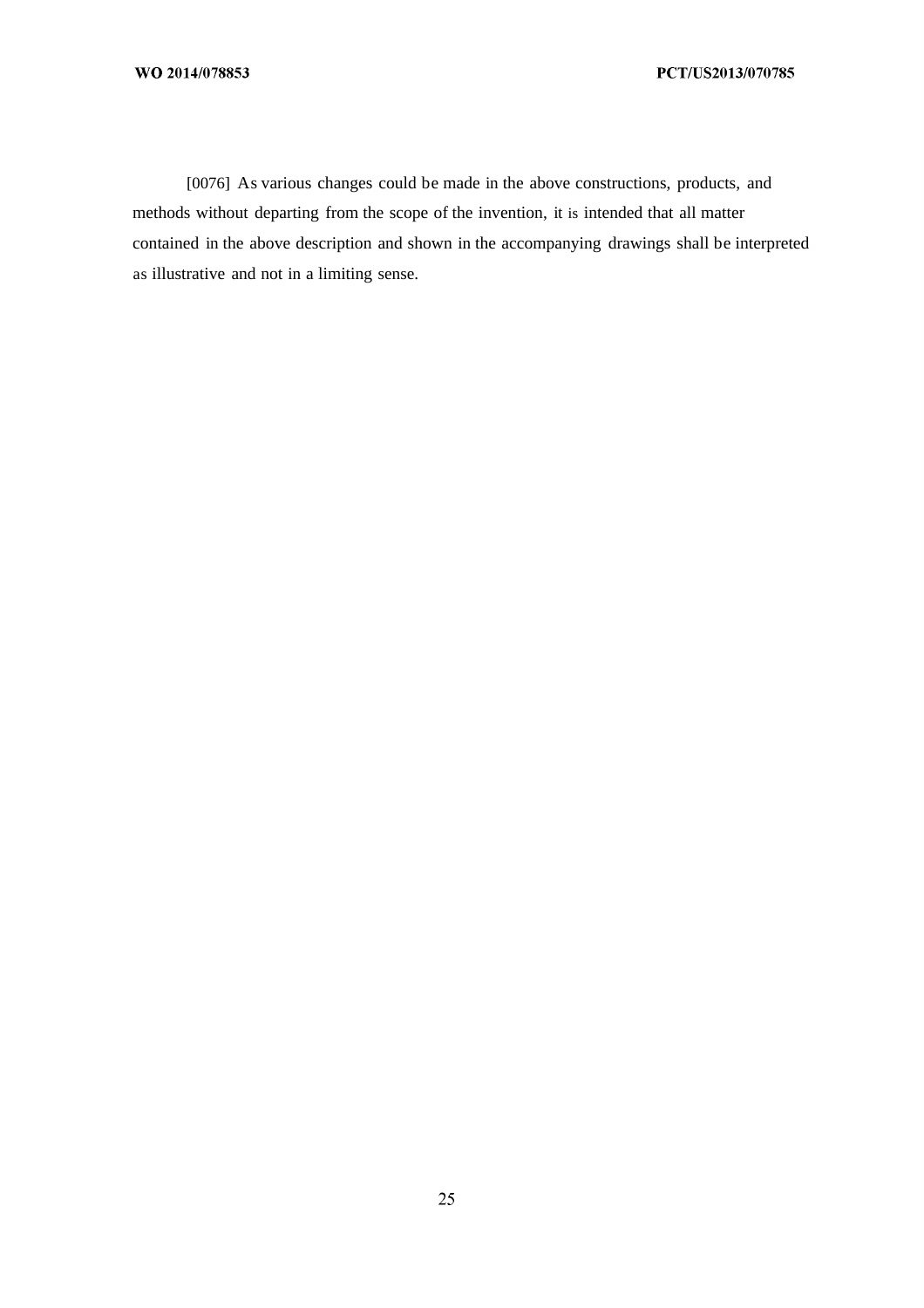[0076] As various changes could be made in the above constructions, products, and methods without departing from the scope of the invention, it is intended that all matter contained in the above description and shown in the accompanying drawings shall be interpreted as illustrative and not in a limiting sense.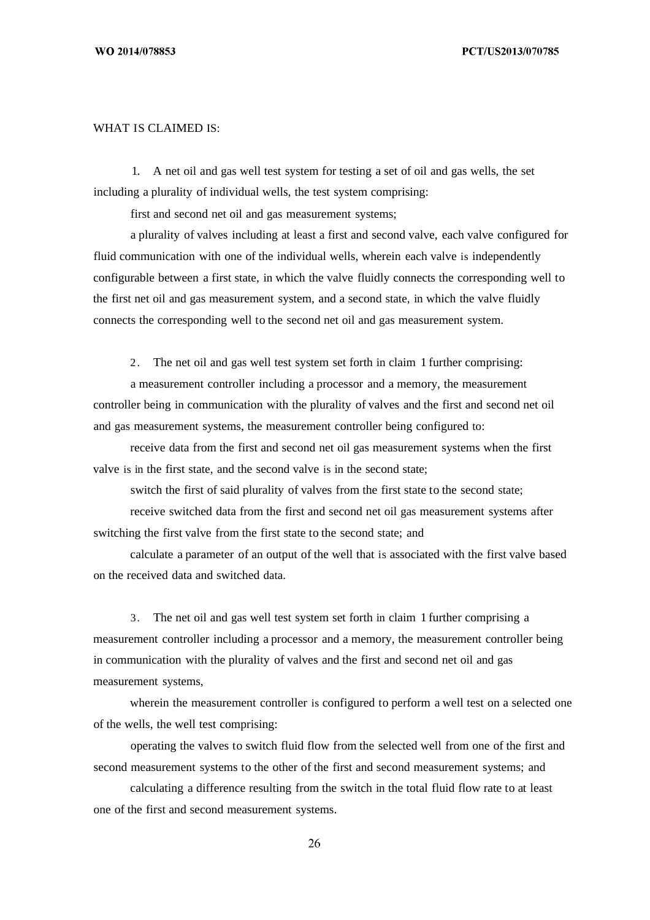WHAT IS CLAIMED IS:

1. A net oil and gas well test system for testing a set of oil and gas wells, the set including a plurality of individual wells, the test system comprising:

first and second net oil and gas measurement systems;

a plurality of valves including at least a first and second valve, each valve configured for fluid communication with one of the individual wells, wherein each valve is independently configurable between a first state, in which the valve fluidly connects the corresponding well to the first net oil and gas measurement system, and a second state, in which the valve fluidly connects the corresponding well to the second net oil and gas measurement system.

2. The net oil and gas well test system set forth in claim 1 further comprising:

a measurement controller including a processor and a memory, the measurement controller being in communication with the plurality of valves and the first and second net oil and gas measurement systems, the measurement controller being configured to:

receive data from the first and second net oil gas measurement systems when the first valve is in the first state, and the second valve is in the second state;

switch the first of said plurality of valves from the first state to the second state;

receive switched data from the first and second net oil gas measurement systems after switching the first valve from the first state to the second state; and

calculate a parameter of an output of the well that is associated with the first valve based on the received data and switched data.

3. The net oil and gas well test system set forth in claim 1 further comprising a measurement controller including a processor and a memory, the measurement controller being in communication with the plurality of valves and the first and second net oil and gas measurement systems,

wherein the measurement controller is configured to perform a well test on a selected one of the wells, the well test comprising:

operating the valves to switch fluid flow from the selected well from one of the first and second measurement systems to the other of the first and second measurement systems; and

calculating a difference resulting from the switch in the total fluid flow rate to at least one of the first and second measurement systems.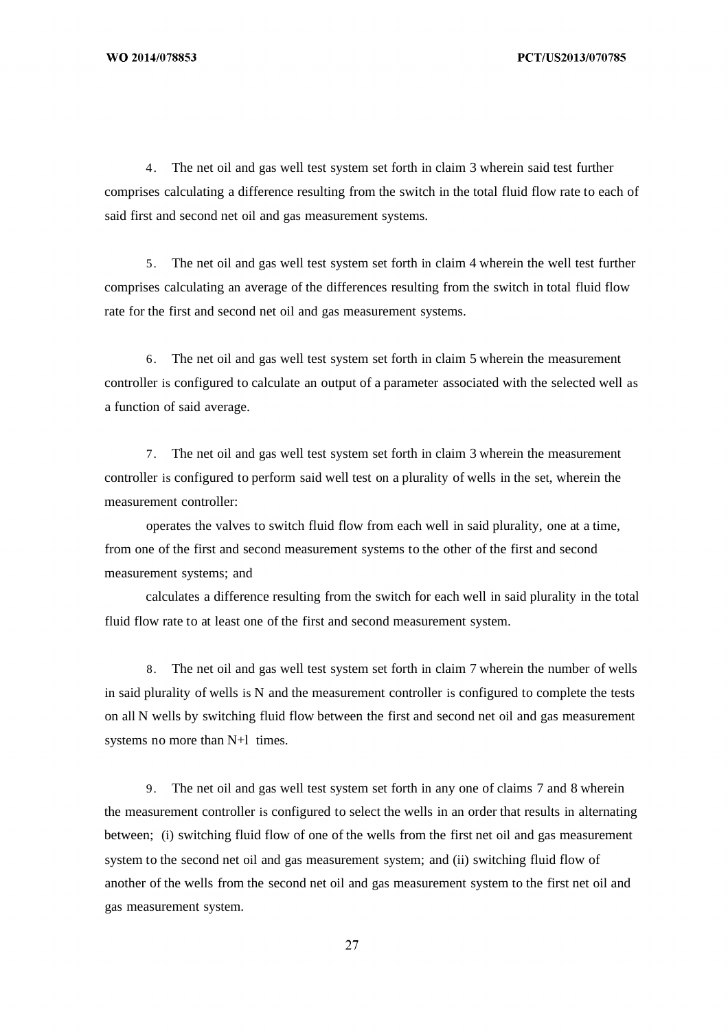4. The net oil and gas well test system set forth in claim 3 wherein said test further comprises calculating a difference resulting from the switch in the total fluid flow rate to each of said first and second net oil and gas measurement systems.

5. The net oil and gas well test system set forth in claim 4 wherein the well test further comprises calculating an average of the differences resulting from the switch in total fluid flow rate for the first and second net oil and gas measurement systems.

6. The net oil and gas well test system set forth in claim 5 wherein the measurement controller is configured to calculate an output of a parameter associated with the selected well as a function of said average.

7. The net oil and gas well test system set forth in claim 3 wherein the measurement controller is configured to perform said well test on a plurality of wells in the set, wherein the measurement controller:

operates the valves to switch fluid flow from each well in said plurality, one at a time, from one of the first and second measurement systems to the other of the first and second measurement systems; and

calculates a difference resulting from the switch for each well in said plurality in the total fluid flow rate to at least one of the first and second measurement system.

8. The net oil and gas well test system set forth in claim 7 wherein the number of wells in said plurality of wells is N and the measurement controller is configured to complete the tests on all N wells by switching fluid flow between the first and second net oil and gas measurement systems no more than N+l times.

9. The net oil and gas well test system set forth in any one of claims 7 and 8 wherein the measurement controller is configured to select the wells in an order that results in alternating between; (i) switching fluid flow of one of the wells from the first net oil and gas measurement system to the second net oil and gas measurement system; and (ii) switching fluid flow of another of the wells from the second net oil and gas measurement system to the first net oil and gas measurement system.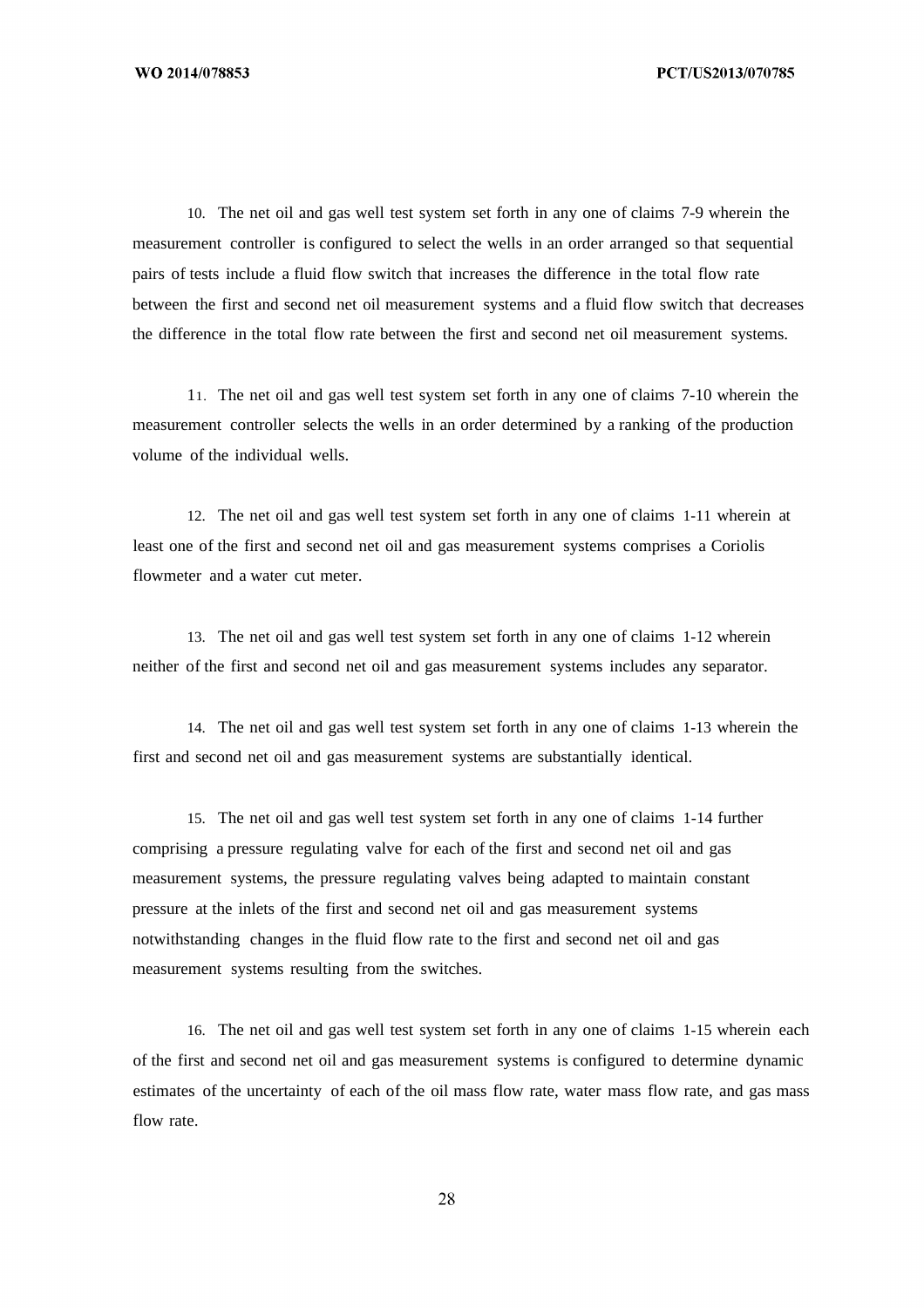10. The net oil and gas well test system set forth in any one of claims 7-9 wherein the measurement controller is configured to select the wells in an order arranged so that sequential pairs of tests include a fluid flow switch that increases the difference in the total flow rate between the first and second net oil measurement systems and a fluid flow switch that decreases the difference in the total flow rate between the first and second net oil measurement systems.

11. The net oil and gas well test system set forth in any one of claims 7-10 wherein the measurement controller selects the wells in an order determined by a ranking of the production volume of the individual wells.

12. The net oil and gas well test system set forth in any one of claims 1-11 wherein at least one of the first and second net oil and gas measurement systems comprises a Coriolis flowmeter and a water cut meter.

13. The net oil and gas well test system set forth in any one of claims 1-12 wherein neither of the first and second net oil and gas measurement systems includes any separator.

14. The net oil and gas well test system set forth in any one of claims 1-13 wherein the first and second net oil and gas measurement systems are substantially identical.

15. The net oil and gas well test system set forth in any one of claims 1-14 further comprising a pressure regulating valve for each of the first and second net oil and gas measurement systems, the pressure regulating valves being adapted to maintain constant pressure at the inlets of the first and second net oil and gas measurement systems notwithstanding changes in the fluid flow rate to the first and second net oil and gas measurement systems resulting from the switches.

16. The net oil and gas well test system set forth in any one of claims 1-15 wherein each of the first and second net oil and gas measurement systems is configured to determine dynamic estimates of the uncertainty of each of the oil mass flow rate, water mass flow rate, and gas mass flow rate.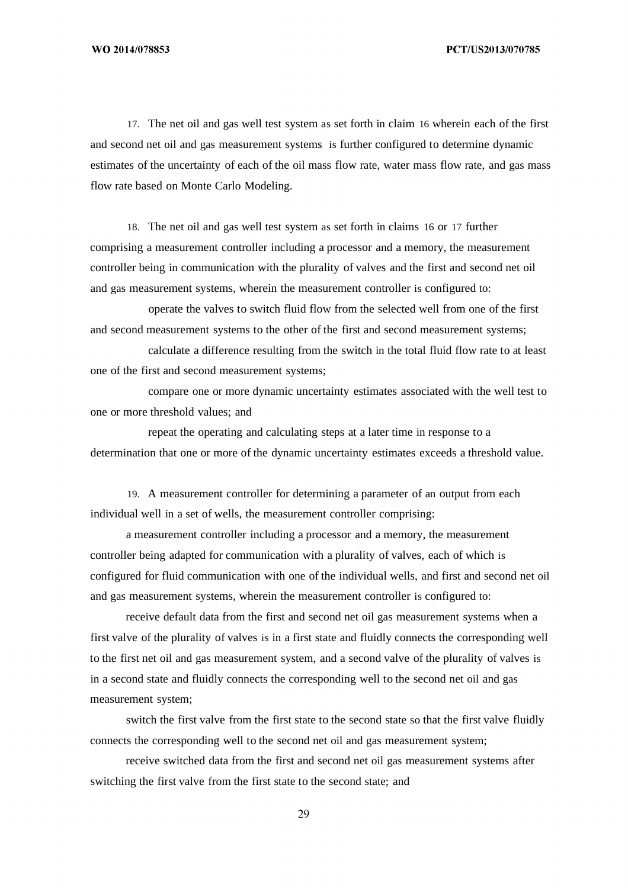17. The net oil and gas well test system as set forth in claim 16 wherein each of the first and second net oil and gas measurement systems is further configured to determine dynamic estimates of the uncertainty of each of the oil mass flow rate, water mass flow rate, and gas mass flow rate based on Monte Carlo Modeling.

18. The net oil and gas well test system as set forth in claims 16 or 17 further comprising a measurement controller including a processor and a memory, the measurement controller being in communication with the plurality of valves and the first and second net oil and gas measurement systems, wherein the measurement controller is configured to:

operate the valves to switch fluid flow from the selected well from one of the first and second measurement systems to the other of the first and second measurement systems;

calculate a difference resulting from the switch in the total fluid flow rate to at least one of the first and second measurement systems;

compare one or more dynamic uncertainty estimates associated with the well test to one or more threshold values; and

repeat the operating and calculating steps at a later time in response to a determination that one or more of the dynamic uncertainty estimates exceeds a threshold value.

19. A measurement controller for determining a parameter of an output from each individual well in a set of wells, the measurement controller comprising:

a measurement controller including a processor and a memory, the measurement controller being adapted for communication with a plurality of valves, each of which is configured for fluid communication with one of the individual wells, and first and second net oil and gas measurement systems, wherein the measurement controller is configured to:

receive default data from the first and second net oil gas measurement systems when a first valve of the plurality of valves is in a first state and fluidly connects the corresponding well to the first net oil and gas measurement system, and a second valve of the plurality of valves is in a second state and fluidly connects the corresponding well to the second net oil and gas measurement system;

switch the first valve from the first state to the second state so that the first valve fluidly connects the corresponding well to the second net oil and gas measurement system;

receive switched data from the first and second net oil gas measurement systems after switching the first valve from the first state to the second state; and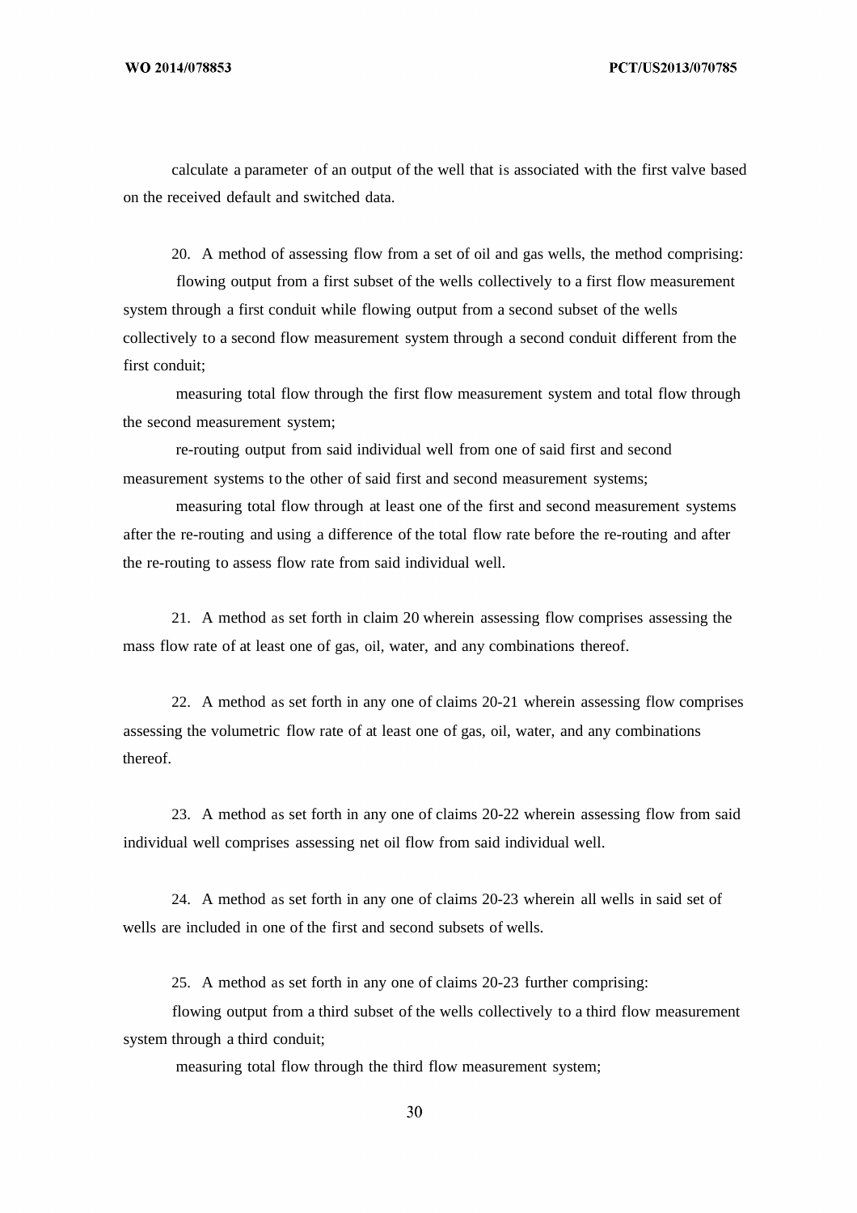calculate a parameter of an output of the well that is associated with the first valve based on the received default and switched data.

20. A method of assessing flow from a set of oil and gas wells, the method comprising:

flowing output from a first subset of the wells collectively to a first flow measurement system through a first conduit while flowing output from a second subset of the wells collectively to a second flow measurement system through a second conduit different from the first conduit;

measuring total flow through the first flow measurement system and total flow through the second measurement system;

re-routing output from said individual well from one of said first and second measurement systems to the other of said first and second measurement systems;

measuring total flow through at least one of the first and second measurement systems after the re-routing and using a difference of the total flow rate before the re-routing and after the re-routing to assess flow rate from said individual well.

21. A method as set forth in claim 20 wherein assessing flow comprises assessing the mass flow rate of at least one of gas, oil, water, and any combinations thereof.

22. A method as set forth in any one of claims 20-21 wherein assessing flow comprises assessing the volumetric flow rate of at least one of gas, oil, water, and any combinations thereof.

23. A method as set forth in any one of claims 20-22 wherein assessing flow from said individual well comprises assessing net oil flow from said individual well.

24. A method as set forth in any one of claims 20-23 wherein all wells in said set of wells are included in one of the first and second subsets of wells.

25. A method as set forth in any one of claims 20-23 further comprising:

flowing output from a third subset of the wells collectively to a third flow measurement system through a third conduit;

measuring total flow through the third flow measurement system;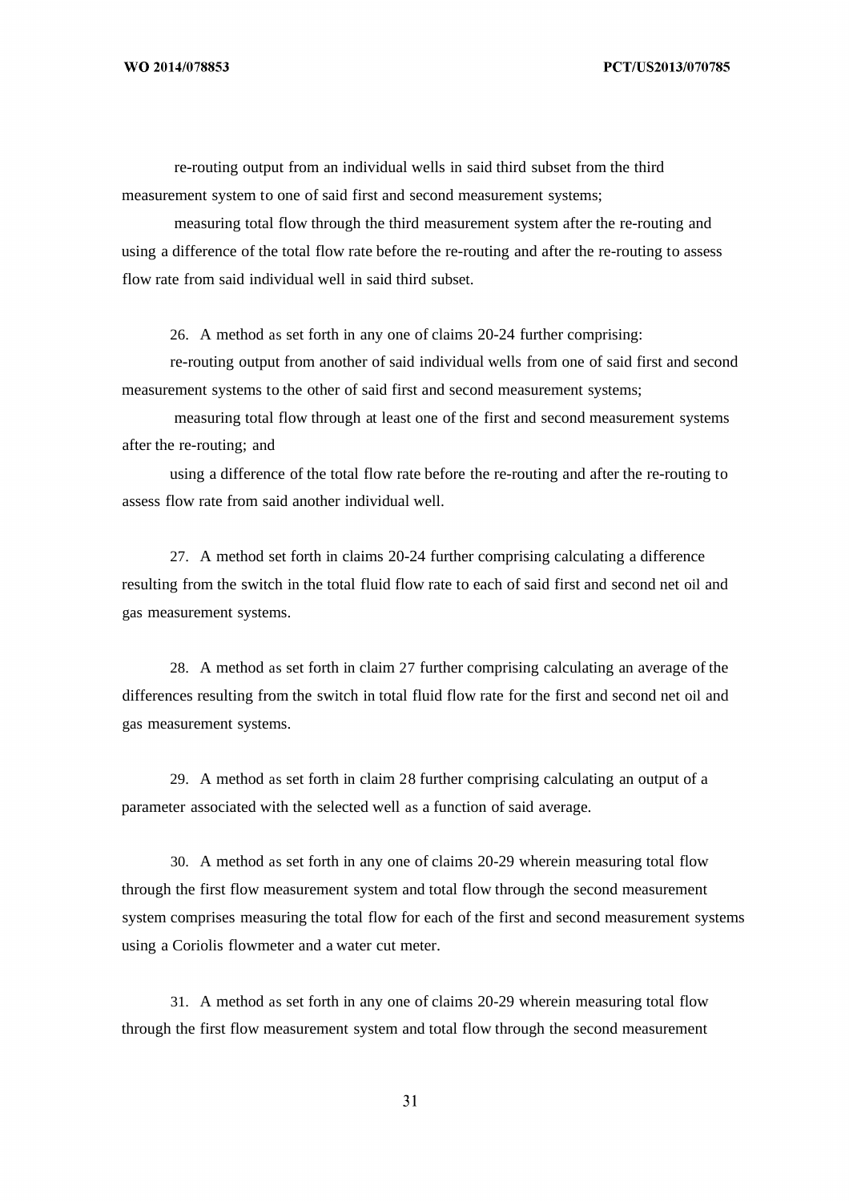re-routing output from an individual wells in said third subset from the third measurement system to one of said first and second measurement systems;

measuring total flow through the third measurement system after the re-routing and using a difference of the total flow rate before the re-routing and after the re-routing to assess flow rate from said individual well in said third subset.

26. A method as set forth in any one of claims 20-24 further comprising:

re-routing output from another of said individual wells from one of said first and second measurement systems to the other of said first and second measurement systems;

measuring total flow through at least one of the first and second measurement systems after the re-routing; and

using a difference of the total flow rate before the re-routing and after the re-routing to assess flow rate from said another individual well.

27. A method set forth in claims 20-24 further comprising calculating a difference resulting from the switch in the total fluid flow rate to each of said first and second net oil and gas measurement systems.

28. A method as set forth in claim 27 further comprising calculating an average of the differences resulting from the switch in total fluid flow rate for the first and second net oil and gas measurement systems.

29. A method as set forth in claim 28 further comprising calculating an output of a parameter associated with the selected well as a function of said average.

30. A method as set forth in any one of claims 20-29 wherein measuring total flow through the first flow measurement system and total flow through the second measurement system comprises measuring the total flow for each of the first and second measurement systems using a Coriolis flowmeter and a water cut meter.

31. A method as set forth in any one of claims 20-29 wherein measuring total flow through the first flow measurement system and total flow through the second measurement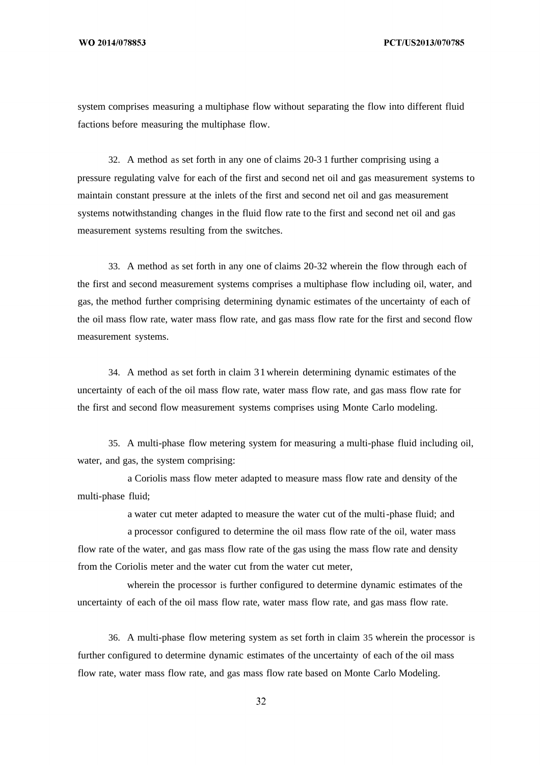system comprises measuring a multiphase flow without separating the flow into different fluid factions before measuring the multiphase flow.

32. A method as set forth in any one of claims 20-31 further comprising using a pressure regulating valve for each of the first and second net oil and gas measurement systems to maintain constant pressure at the inlets of the first and second net oil and gas measurement systems notwithstanding changes in the fluid flow rate to the first and second net oil and gas measurement systems resulting from the switches.

33. A method as set forth in any one of claims 20-32 wherein the flow through each of the first and second measurement systems comprises a multiphase flow including oil, water, and gas, the method further comprising determining dynamic estimates of the uncertainty of each of the oil mass flow rate, water mass flow rate, and gas mass flow rate for the first and second flow measurement systems.

34. A method as set forth in claim 31 wherein determining dynamic estimates of the uncertainty of each of the oil mass flow rate, water mass flow rate, and gas mass flow rate for the first and second flow measurement systems comprises using Monte Carlo modeling.

35. A multi-phase flow metering system for measuring a multi-phase fluid including oil, water, and gas, the system comprising:

a Coriolis mass flow meter adapted to measure mass flow rate and density of the multi-phase fluid;

a water cut meter adapted to measure the water cut of the multi-phase fluid; and

a processor configured to determine the oil mass flow rate of the oil, water mass flow rate of the water, and gas mass flow rate of the gas using the mass flow rate and density from the Coriolis meter and the water cut from the water cut meter,

wherein the processor is further configured to determine dynamic estimates of the uncertainty of each of the oil mass flow rate, water mass flow rate, and gas mass flow rate.

36. A multi-phase flow metering system as set forth in claim 35 wherein the processor is further configured to determine dynamic estimates of the uncertainty of each of the oil mass flow rate, water mass flow rate, and gas mass flow rate based on Monte Carlo Modeling.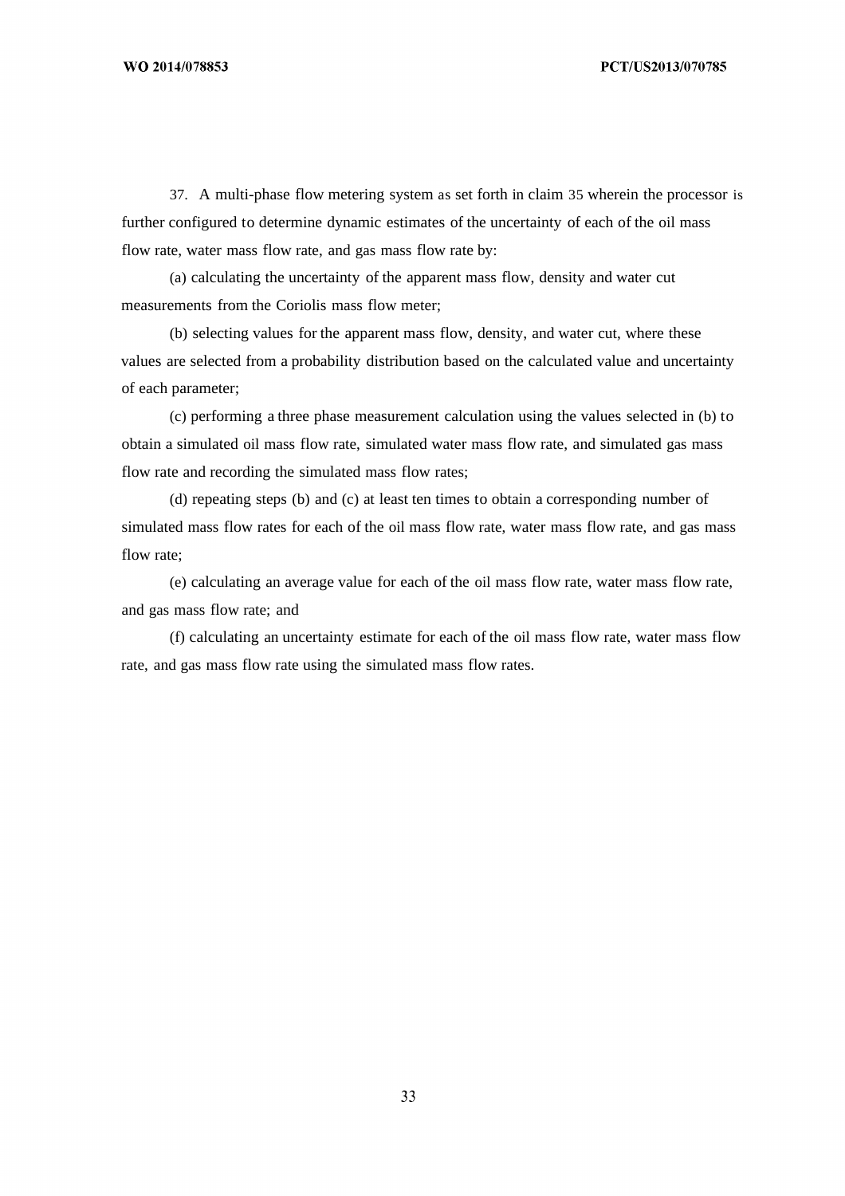37. A multi-phase flow metering system as set forth in claim 35 wherein the processor is further configured to determine dynamic estimates of the uncertainty of each of the oil mass flow rate, water mass flow rate, and gas mass flow rate by:

(a) calculating the uncertainty of the apparent mass flow, density and water cut measurements from the Coriolis mass flow meter;

(b) selecting values for the apparent mass flow, density, and water cut, where these values are selected from a probability distribution based on the calculated value and uncertainty of each parameter;

(c) performing a three phase measurement calculation using the values selected in (b) to obtain a simulated oil mass flow rate, simulated water mass flow rate, and simulated gas mass flow rate and recording the simulated mass flow rates;

(d) repeating steps (b) and (c) at least ten times to obtain a corresponding number of simulated mass flow rates for each of the oil mass flow rate, water mass flow rate, and gas mass flow rate;

(e) calculating an average value for each of the oil mass flow rate, water mass flow rate, and gas mass flow rate; and

(f) calculating an uncertainty estimate for each of the oil mass flow rate, water mass flow rate, and gas mass flow rate using the simulated mass flow rates.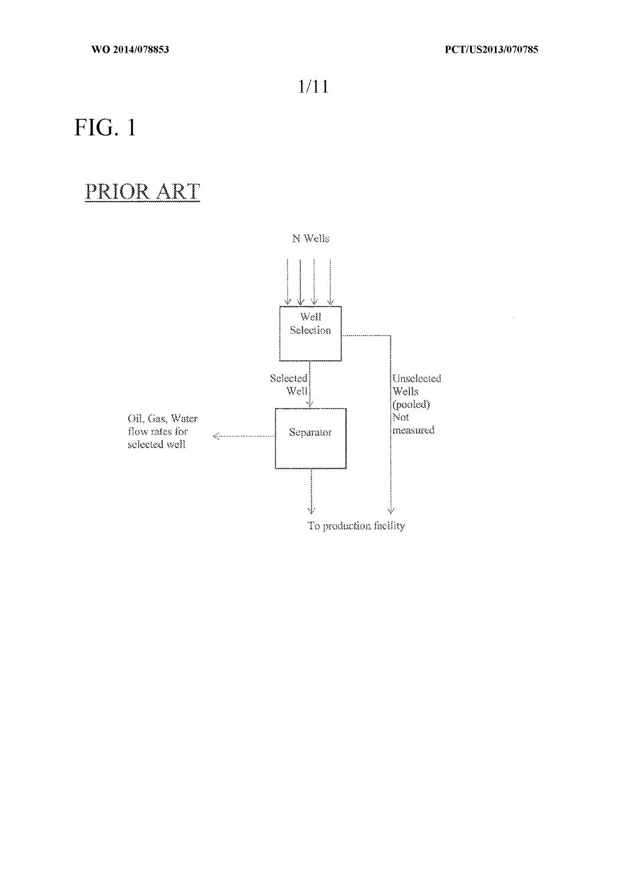# FIG. 1

PRIOR ART

N Wells

Well Selection

Selected Well

Unselected Wells (pooled) Not measured

Oil, Gas, Water flow rates for selected well

Separator

To production facility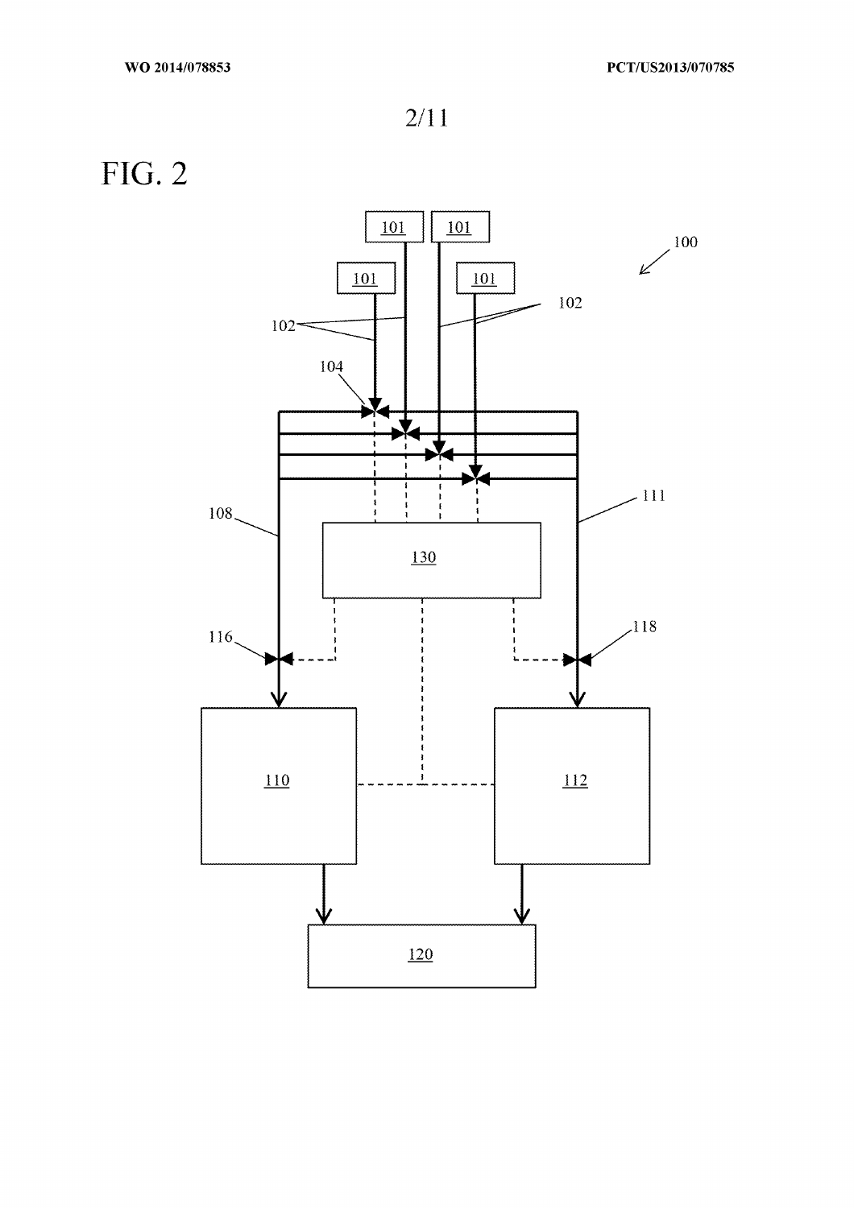FIG. 2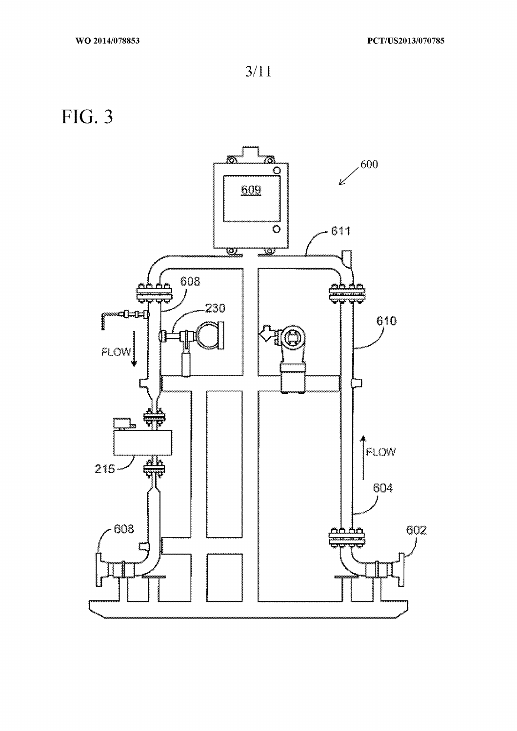FIG. 3

600

609

611

608

230

610

FLOW

FLOW

215

604

608

602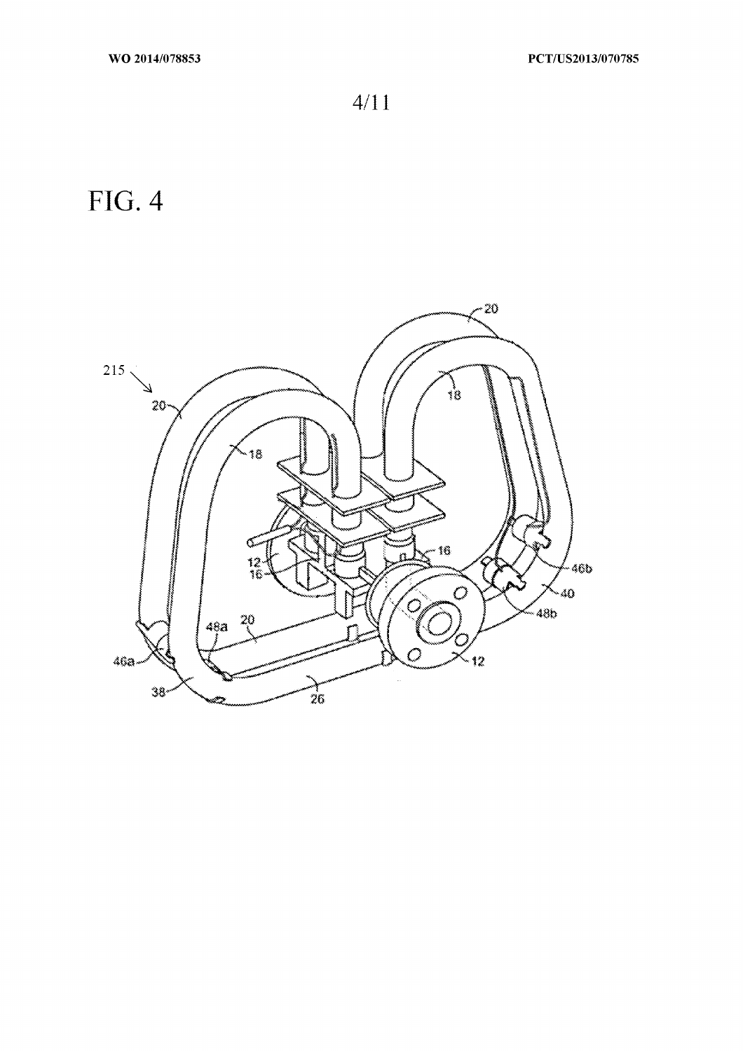FIG. 4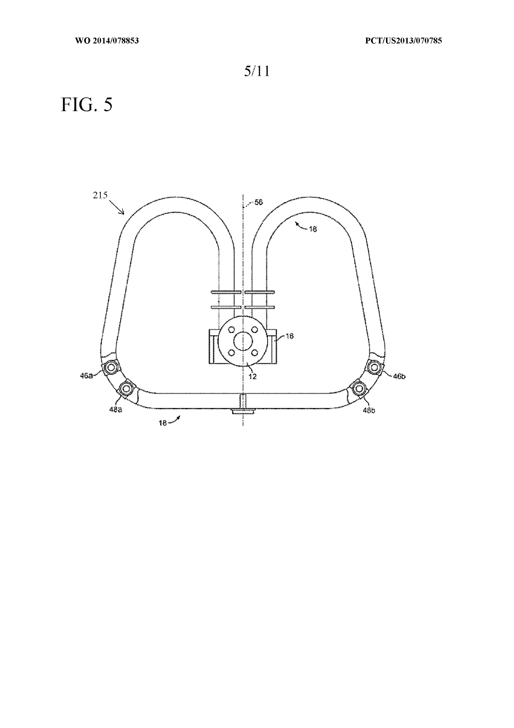# FIG. 5

215

56

18

16

12

46a

46b

48a

48b

18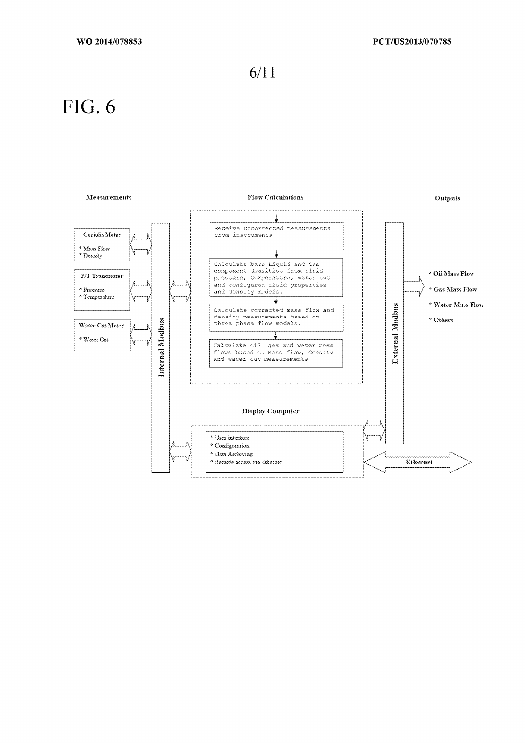# FIG. 6

**Measurements**

**Coriolis Meter**
* Mass Flow
* Density

**P/T Transmitter**
* Pressure
* Temperature

**Water Cut Meter**
* Water Cut

**Internal Modbus**

**Flow Calculations**

Receive uncorrected measurements from instruments

Calculate base Liquid and Gas component densities from fluid pressure, temperature, water cut and configured fluid properties and density models.

Calculate corrected mass flow and density measurements based on three phase flow models.

Calculate oil, gas and water mass flows based on mass flow, density and water cut measurements

**Display Computer**

* User interface
* Configuration
* Data Archiving
* Remote access via Ethernet

**External Modbus**

**Ethernet**

**Outputs**

* Oil Mass Flow
* Gas Mass Flow
* Water Mass Flow
* Others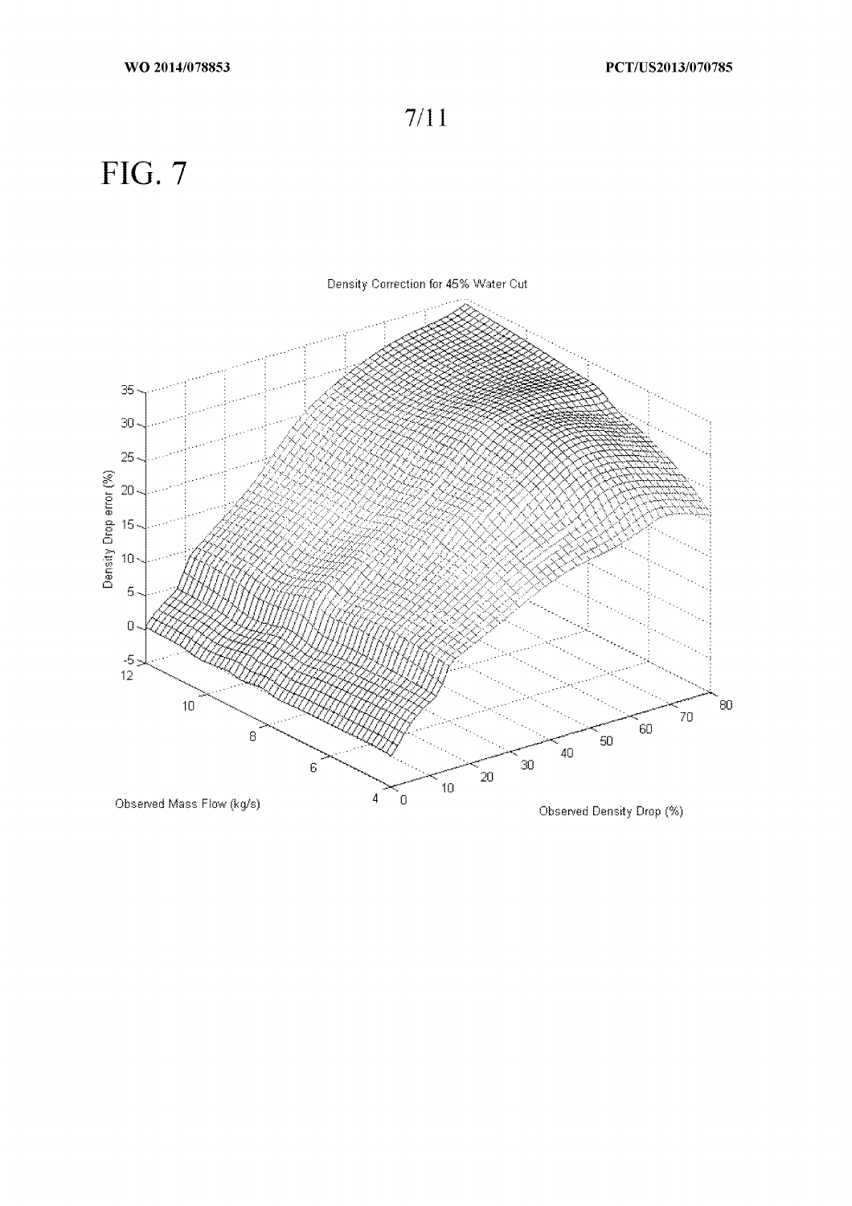# FIG. 7

Density Correction for 45% Water Cut

Density Drop error (%)

Observed Mass Flow (kg/s)

Observed Density Drop (%)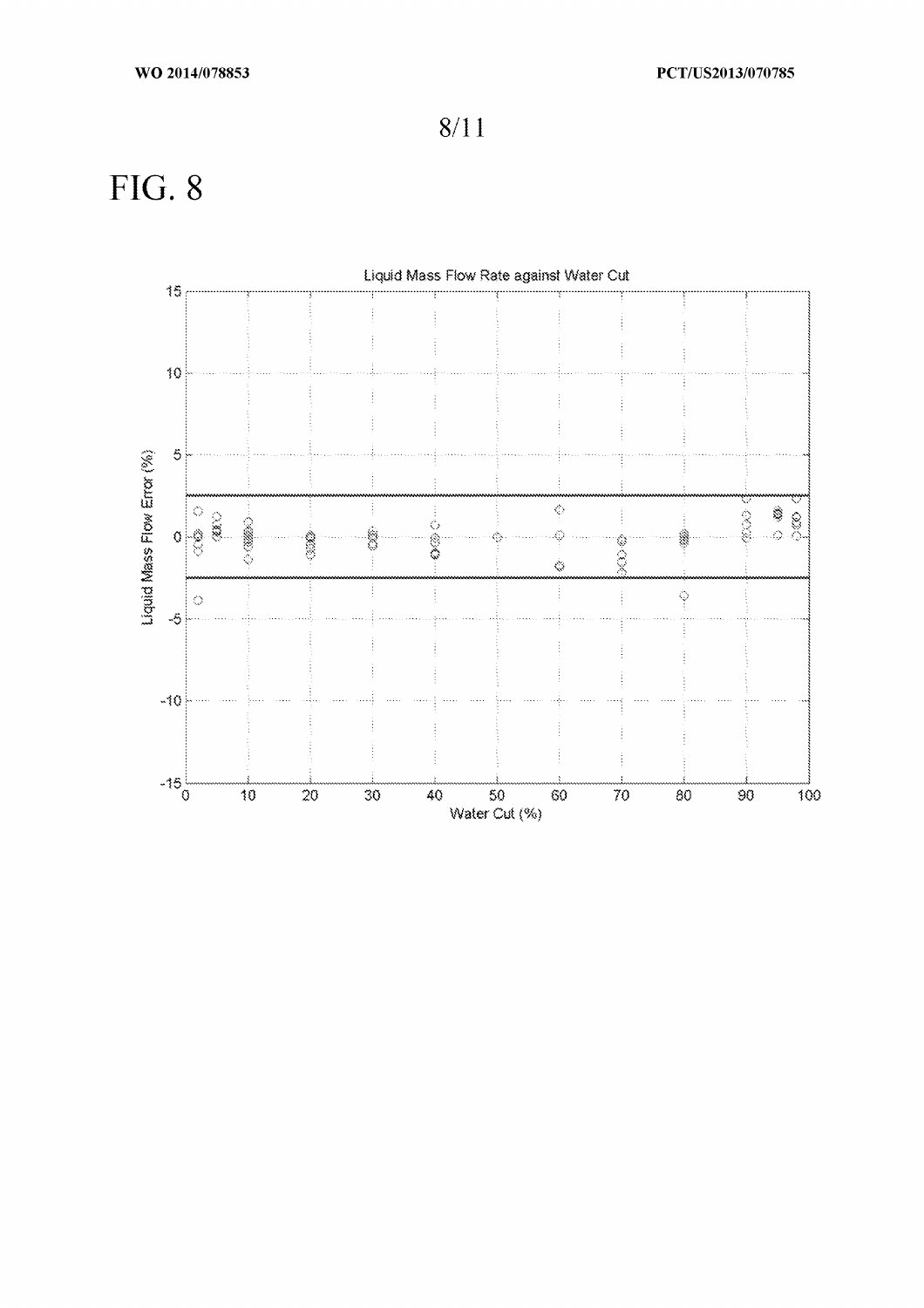# FIG. 8

Liquid Mass Flow Rate against Water Cut

Liquid Mass Flow Error (%)

Water Cut (%)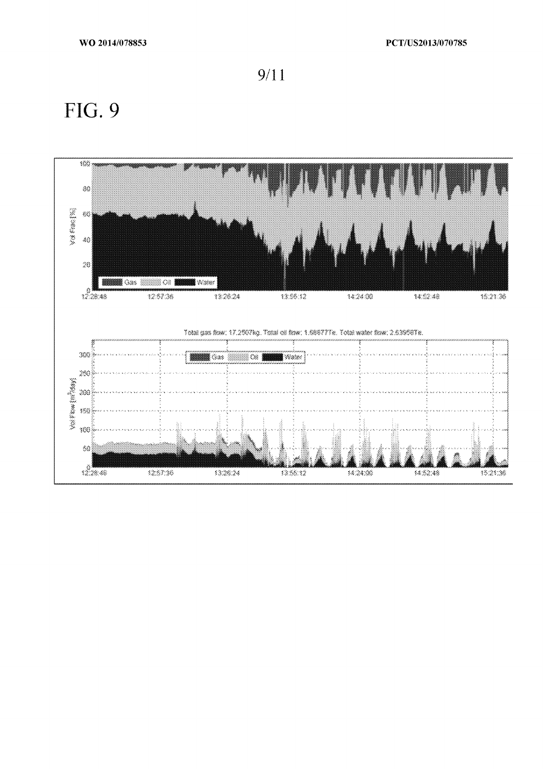# FIG. 9

Vol Frac [%]

Gas Oil Water

12:28:48 12:57:36 13:26:24 13:55:12 14:24:00 14:52:48 15:21:36

Total gas flow: 17.2507kg. Total oil flow: 1.68677Te. Total water flow: 2.63958Te.

Vol Flow [m$^3$/day]

Gas Oil Water

12:28:48 12:57:36 13:26:24 13:55:12 14:24:00 14:52:48 15:21:36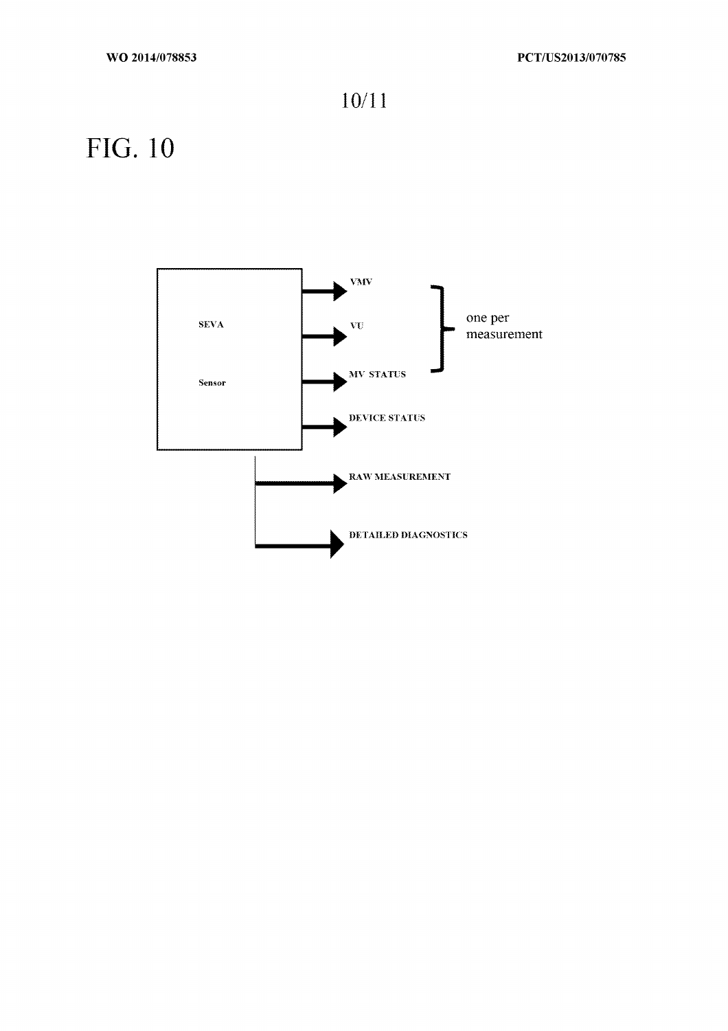FIG. 10

SEVA

Sensor

VMV

VU

MV STATUS

DEVICE STATUS

one per measurement

RAW MEASUREMENT

DETAILED DIAGNOSTICS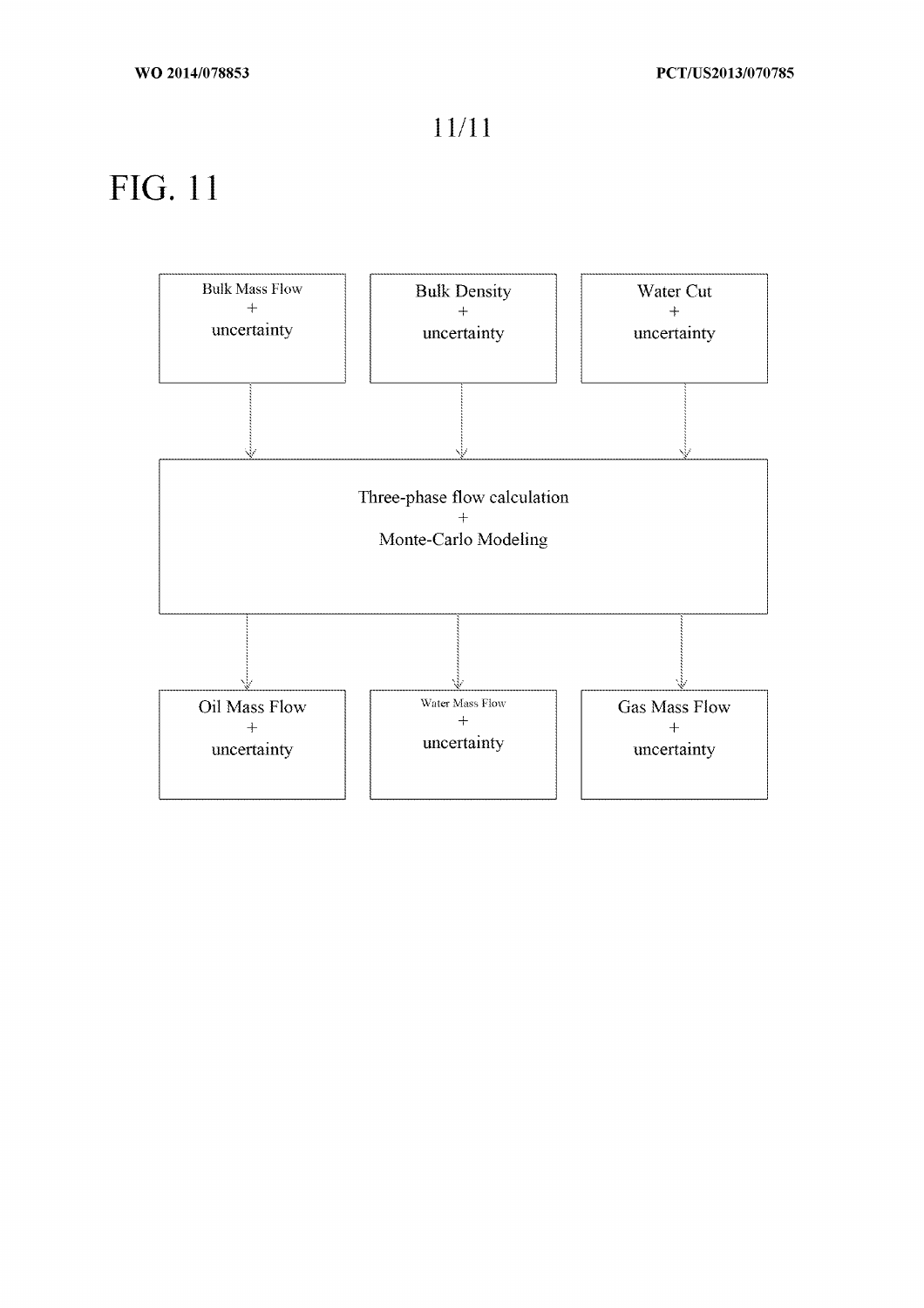FIG. 11

Bulk Mass Flow
+
uncertainty

Bulk Density
+
uncertainty

Water Cut
+
uncertainty

Three-phase flow calculation
+
Monte-Carlo Modeling

Oil Mass Flow
+
uncertainty

Water Mass Flow
+
uncertainty

Gas Mass Flow
+
uncertainty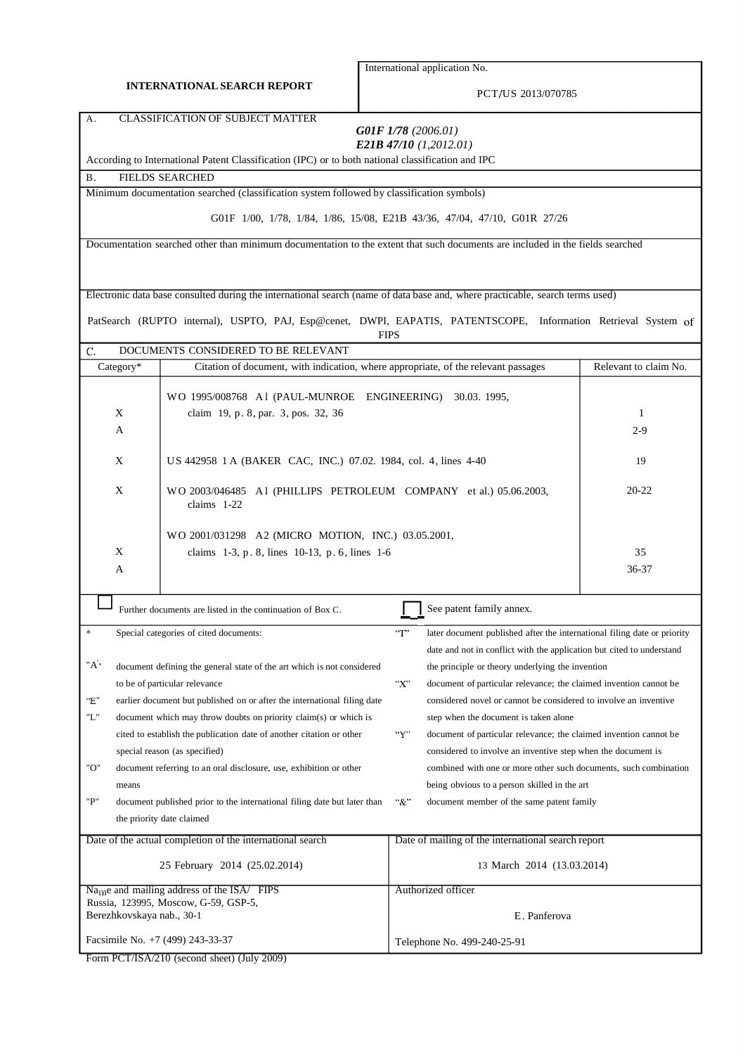**INTERNATIONAL SEARCH REPORT**

International application No.

PCT/US 2013/070785

A. CLASSIFICATION OF SUBJECT MATTER

***G01F 1/78*** *(2006.01)*
***E21B 47/10*** *(1,2012.01)*

According to International Patent Classification (IPC) or to both national classification and IPC

B. FIELDS SEARCHED

Minimum documentation searched (classification system followed by classification symbols)

G01F 1/00, 1/78, 1/84, 1/86, 15/08, E21B 43/36, 47/04, 47/10, G01R 27/26

Documentation searched other than minimum documentation to the extent that such documents are included in the fields searched

Electronic data base consulted during the international search (name of data base and, where practicable, search terms used)

PatSearch (RUPTO internal), USPTO, PAJ, Esp@cenet, DWPI, EAPATIS, PATENTSCOPE, Information Retrieval System of FIPS

C. DOCUMENTS CONSIDERED TO BE RELEVANT

| Category* | Citation of document, with indication, where appropriate, of the relevant passages | Relevant to claim No. |
|---|---|---|
| X<br>A | WO 1995/008768 A1 (PAUL-MUNROE ENGINEERING) 30.03. 1995, claim 19, p. 8, par. 3, pos. 32, 36 | 1<br>2-9 |
| X | US 442958 1 A (BAKER CAC, INC.) 07.02. 1984, col. 4, lines 4-40 | 19 |
| X | WO 2003/046485 A1 (PHILLIPS PETROLEUM COMPANY et al.) 05.06.2003, claims 1-22 | 20-22 |
| X<br>A | WO 2001/031298 A2 (MICRO MOTION, INC.) 03.05.2001, claims 1-3, p. 8, lines 10-13, p. 6, lines 1-6 | 35<br>36-37 |

☐ Further documents are listed in the continuation of Box C.   ☐ See patent family annex.

\* Special categories of cited documents:

"A" document defining the general state of the art which is not considered to be of particular relevance

"E" earlier document but published on or after the international filing date

"L" document which may throw doubts on priority claim(s) or which is cited to establish the publication date of another citation or other special reason (as specified)

"O" document referring to an oral disclosure, use, exhibition or other means

"P" document published prior to the international filing date but later than the priority date claimed

"T" later document published after the international filing date or priority date and not in conflict with the application but cited to understand the principle or theory underlying the invention

"X" document of particular relevance; the claimed invention cannot be considered novel or cannot be considered to involve an inventive step when the document is taken alone

"Y" document of particular relevance; the claimed invention cannot be considered to involve an inventive step when the document is combined with one or more other such documents, such combination being obvious to a person skilled in the art

"&" document member of the same patent family

| Date of the actual completion of the international search | Date of mailing of the international search report |
|---|---|
| 25 February 2014 (25.02.2014) | 13 March 2014 (13.03.2014) |
| Name and mailing address of the ISA/ FIPS<br>Russia, 123995, Moscow, G-59, GSP-5,<br>Berezhkovskaya nab., 30-1<br>Facsimile No. +7 (499) 243-33-37 | Authorized officer<br>E. Panferova<br>Telephone No. 499-240-25-91 |

Form PCT/ISA/210 (second sheet) (July 2009)